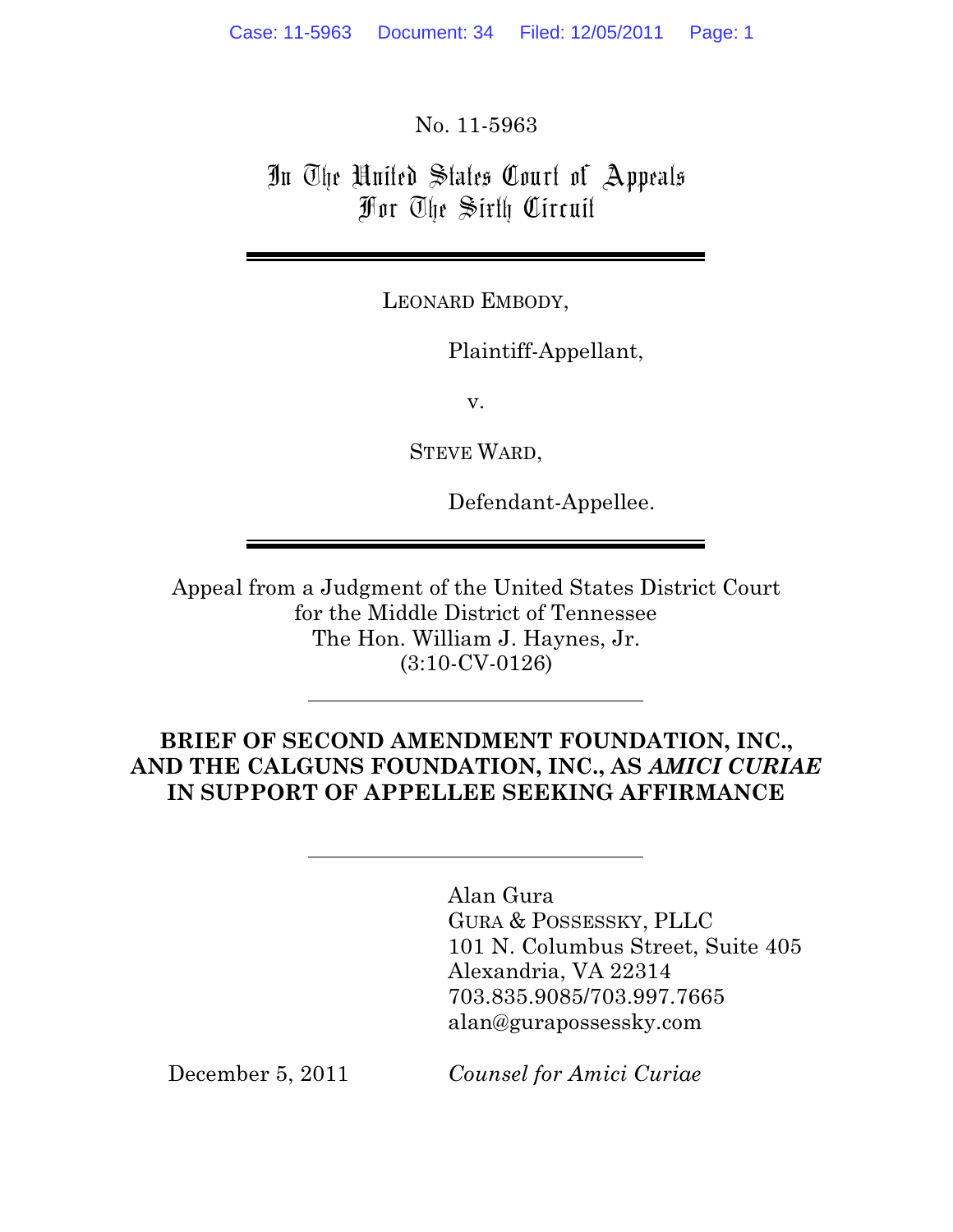No. 11-5963

# In The United States Court of Appeals For The Sixth Circuit

LEONARD EMBODY,

Plaintiff-Appellant,

v.

STEVE WARD,

Defendant-Appellee.

Appeal from a Judgment of the United States District Court for the Middle District of Tennessee The Hon. William J. Haynes, Jr. (3:10-CV-0126)

**BRIEF OF SECOND AMENDMENT FOUNDATION, INC., AND THE CALGUNS FOUNDATION, INC., AS *AMICI CURIAE* IN SUPPORT OF APPELLEE SEEKING AFFIRMANCE**

Alan Gura
GURA & POSSESSKY, PLLC
101 N. Columbus Street, Suite 405
Alexandria, VA 22314
703.835.9085/703.997.7665
alan@gurapossessky.com

December 5, 2011

*Counsel for Amici Curiae*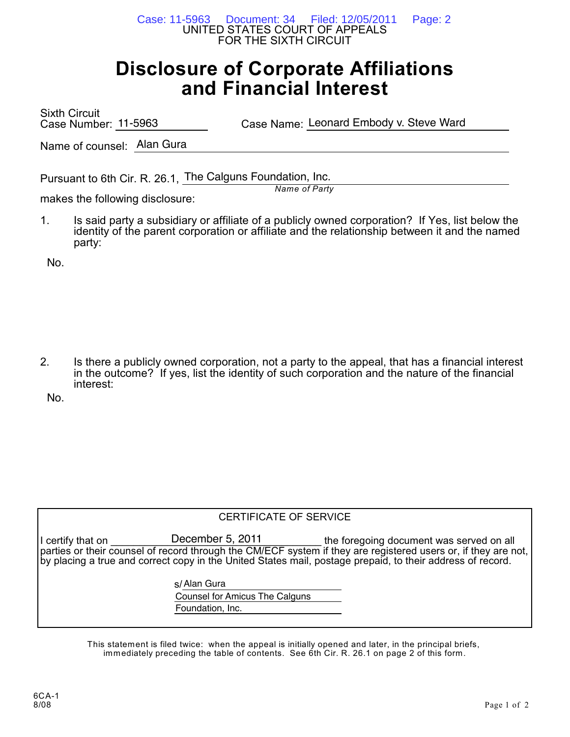UNITED STATES COURT OF APPEALS
FOR THE SIXTH CIRCUIT

# Disclosure of Corporate Affiliations and Financial Interest

Sixth Circuit
Case Number: 11-5963 Case Name: Leonard Embody v. Steve Ward

Name of counsel: Alan Gura

Pursuant to 6th Cir. R. 26.1, The Calguns Foundation, Inc.
*Name of Party*
makes the following disclosure:

1. Is said party a subsidiary or affiliate of a publicly owned corporation? If Yes, list below the identity of the parent corporation or affiliate and the relationship between it and the named party:

No.

2. Is there a publicly owned corporation, not a party to the appeal, that has a financial interest in the outcome? If yes, list the identity of such corporation and the nature of the financial interest:

No.

CERTIFICATE OF SERVICE

I certify that on December 5, 2011 the foregoing document was served on all parties or their counsel of record through the CM/ECF system if they are registered users or, if they are not, by placing a true and correct copy in the United States mail, postage prepaid, to their address of record.

s/ Alan Gura
Counsel for Amicus The Calguns Foundation, Inc.

This statement is filed twice: when the appeal is initially opened and later, in the principal briefs, immediately preceding the table of contents. See 6th Cir. R. 26.1 on page 2 of this form.

6CA-1
8/08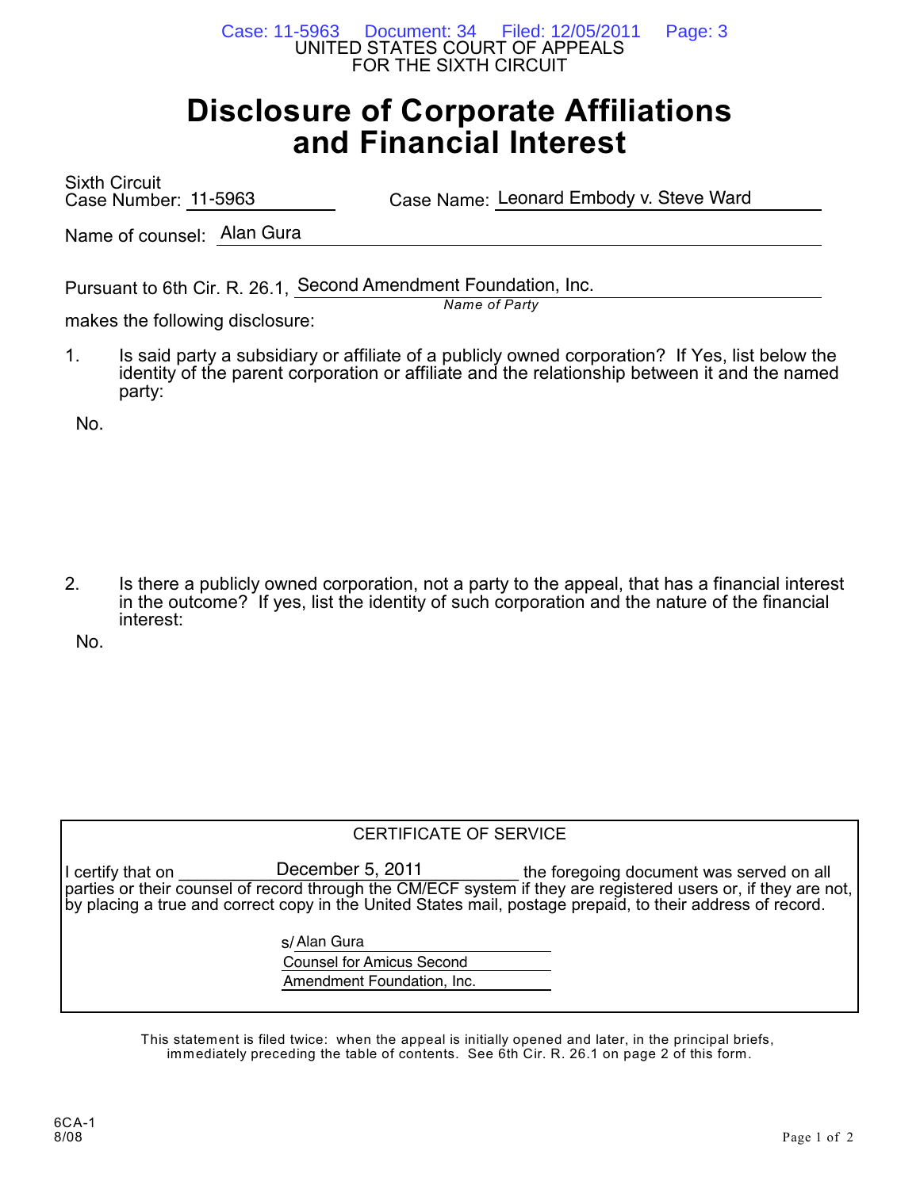UNITED STATES COURT OF APPEALS
FOR THE SIXTH CIRCUIT

# Disclosure of Corporate Affiliations and Financial Interest

Sixth Circuit
Case Number: 11-5963 Case Name: Leonard Embody v. Steve Ward

Name of counsel: Alan Gura

Pursuant to 6th Cir. R. 26.1, Second Amendment Foundation, Inc.
*Name of Party*
makes the following disclosure:

1. Is said party a subsidiary or affiliate of a publicly owned corporation? If Yes, list below the identity of the parent corporation or affiliate and the relationship between it and the named party:

No.

2. Is there a publicly owned corporation, not a party to the appeal, that has a financial interest in the outcome? If yes, list the identity of such corporation and the nature of the financial interest:

No.

CERTIFICATE OF SERVICE

I certify that on December 5, 2011 the foregoing document was served on all parties or their counsel of record through the CM/ECF system if they are registered users or, if they are not, by placing a true and correct copy in the United States mail, postage prepaid, to their address of record.

s/ Alan Gura
Counsel for Amicus Second
Amendment Foundation, Inc.

This statement is filed twice: when the appeal is initially opened and later, in the principal briefs, immediately preceding the table of contents. See 6th Cir. R. 26.1 on page 2 of this form.

6CA-1
8/08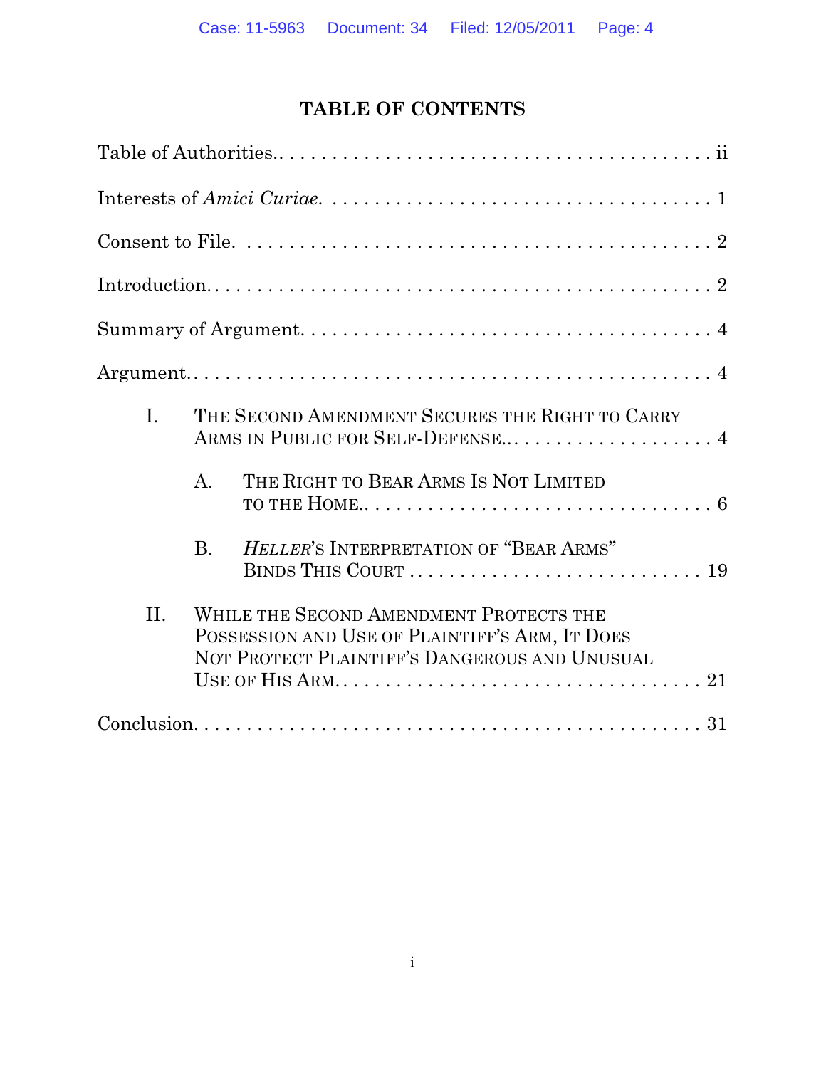# TABLE OF CONTENTS

Table of Authorities. . . . . . . . . . . . . . . . . . . . . . . . . . . . . . . . . . . . . . . . . . . ii

Interests of *Amici Curiae*. . . . . . . . . . . . . . . . . . . . . . . . . . . . . . . . . . . . . . . . 1

Consent to File. . . . . . . . . . . . . . . . . . . . . . . . . . . . . . . . . . . . . . . . . . . . . . 2

Introduction. . . . . . . . . . . . . . . . . . . . . . . . . . . . . . . . . . . . . . . . . . . . . . . . 2

Summary of Argument. . . . . . . . . . . . . . . . . . . . . . . . . . . . . . . . . . . . . . . . . 4

Argument. . . . . . . . . . . . . . . . . . . . . . . . . . . . . . . . . . . . . . . . . . . . . . . . . . 4

I. THE SECOND AMENDMENT SECURES THE RIGHT TO CARRY ARMS IN PUBLIC FOR SELF-DEFENSE. . . . . . . . . . . . . . . . . . . . . . 4

A. THE RIGHT TO BEAR ARMS IS NOT LIMITED TO THE HOME. . . . . . . . . . . . . . . . . . . . . . . . . . . . . . . . . . . 6

B. *HELLER*'S INTERPRETATION OF "BEAR ARMS" BINDS THIS COURT . . . . . . . . . . . . . . . . . . . . . . . . . . . . 19

II. WHILE THE SECOND AMENDMENT PROTECTS THE POSSESSION AND USE OF PLAINTIFF'S ARM, IT DOES NOT PROTECT PLAINTIFF'S DANGEROUS AND UNUSUAL USE OF HIS ARM. . . . . . . . . . . . . . . . . . . . . . . . . . . . . . . . . . . 21

Conclusion. . . . . . . . . . . . . . . . . . . . . . . . . . . . . . . . . . . . . . . . . . . . . . . . . 31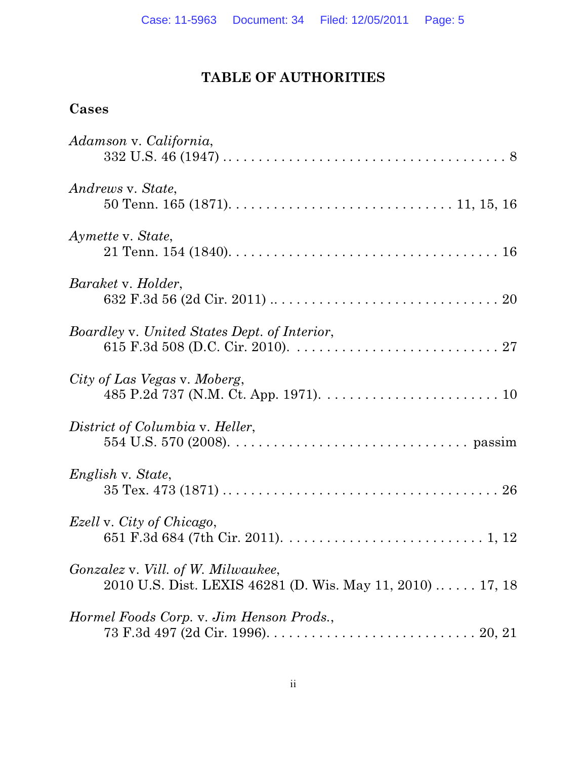## TABLE OF AUTHORITIES

### Cases

*Adamson* v. *California*,
332 U.S. 46 (1947) . . . . . . . . . . . . . . . . . . . . . . . . . . . . . . . . . . . . . . . 8

*Andrews* v. *State*,
50 Tenn. 165 (1871). . . . . . . . . . . . . . . . . . . . . . . . . . . . . . 11, 15, 16

*Aymette* v. *State*,
21 Tenn. 154 (1840). . . . . . . . . . . . . . . . . . . . . . . . . . . . . . . . . . . . 16

*Baraket* v. *Holder*,
632 F.3d 56 (2d Cir. 2011) .. . . . . . . . . . . . . . . . . . . . . . . . . . . . . . 20

*Boardley* v. *United States Dept. of Interior*,
615 F.3d 508 (D.C. Cir. 2010). . . . . . . . . . . . . . . . . . . . . . . . . . . . 27

*City of Las Vegas* v. *Moberg*,
485 P.2d 737 (N.M. Ct. App. 1971). . . . . . . . . . . . . . . . . . . . . . . . 10

*District of Columbia* v. *Heller*,
554 U.S. 570 (2008). . . . . . . . . . . . . . . . . . . . . . . . . . . . . . . passim

*English* v. *State*,
35 Tex. 473 (1871) . . . . . . . . . . . . . . . . . . . . . . . . . . . . . . . . . . . . 26

*Ezell* v. *City of Chicago*,
651 F.3d 684 (7th Cir. 2011). . . . . . . . . . . . . . . . . . . . . . . . . . . 1, 12

*Gonzalez* v. *Vill. of W. Milwaukee*,
2010 U.S. Dist. LEXIS 46281 (D. Wis. May 11, 2010) . . . . . . 17, 18

*Hormel Foods Corp.* v. *Jim Henson Prods.*,
73 F.3d 497 (2d Cir. 1996). . . . . . . . . . . . . . . . . . . . . . . . . . . 20, 21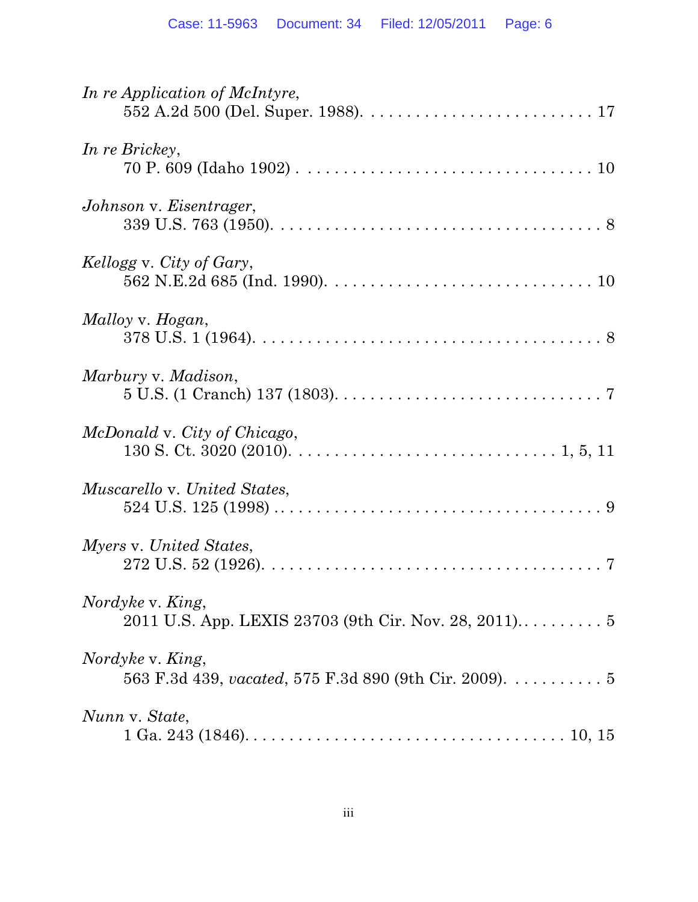*In re Application of McIntyre*,
552 A.2d 500 (Del. Super. 1988). . . . . . . . . . . . . . . . . . . . . . . . . . 17

*In re Brickey*,
70 P. 609 (Idaho 1902) . . . . . . . . . . . . . . . . . . . . . . . . . . . . . . . . . 10

*Johnson* v. *Eisentrager*,
339 U.S. 763 (1950). . . . . . . . . . . . . . . . . . . . . . . . . . . . . . . . . . 8

*Kellogg* v. *City of Gary*,
562 N.E.2d 685 (Ind. 1990). . . . . . . . . . . . . . . . . . . . . . . . . . . . . 10

*Malloy* v. *Hogan*,
378 U.S. 1 (1964). . . . . . . . . . . . . . . . . . . . . . . . . . . . . . . . . . . . . . 8

*Marbury* v. *Madison*,
5 U.S. (1 Cranch) 137 (1803). . . . . . . . . . . . . . . . . . . . . . . . . . . . 7

*McDonald* v. *City of Chicago*,
130 S. Ct. 3020 (2010). . . . . . . . . . . . . . . . . . . . . . . . . . . . . 1, 5, 11

*Muscarello* v. *United States*,
524 U.S. 125 (1998) . . . . . . . . . . . . . . . . . . . . . . . . . . . . . . . . . . . 9

*Myers* v. *United States*,
272 U.S. 52 (1926). . . . . . . . . . . . . . . . . . . . . . . . . . . . . . . . . . . . 7

*Nordyke* v. *King*,
2011 U.S. App. LEXIS 23703 (9th Cir. Nov. 28, 2011). . . . . . . . . . 5

*Nordyke* v. *King*,
563 F.3d 439, *vacated*, 575 F.3d 890 (9th Cir. 2009). . . . . . . . . . . 5

*Nunn* v. *State*,
1 Ga. 243 (1846). . . . . . . . . . . . . . . . . . . . . . . . . . . . . . . . . . . 10, 15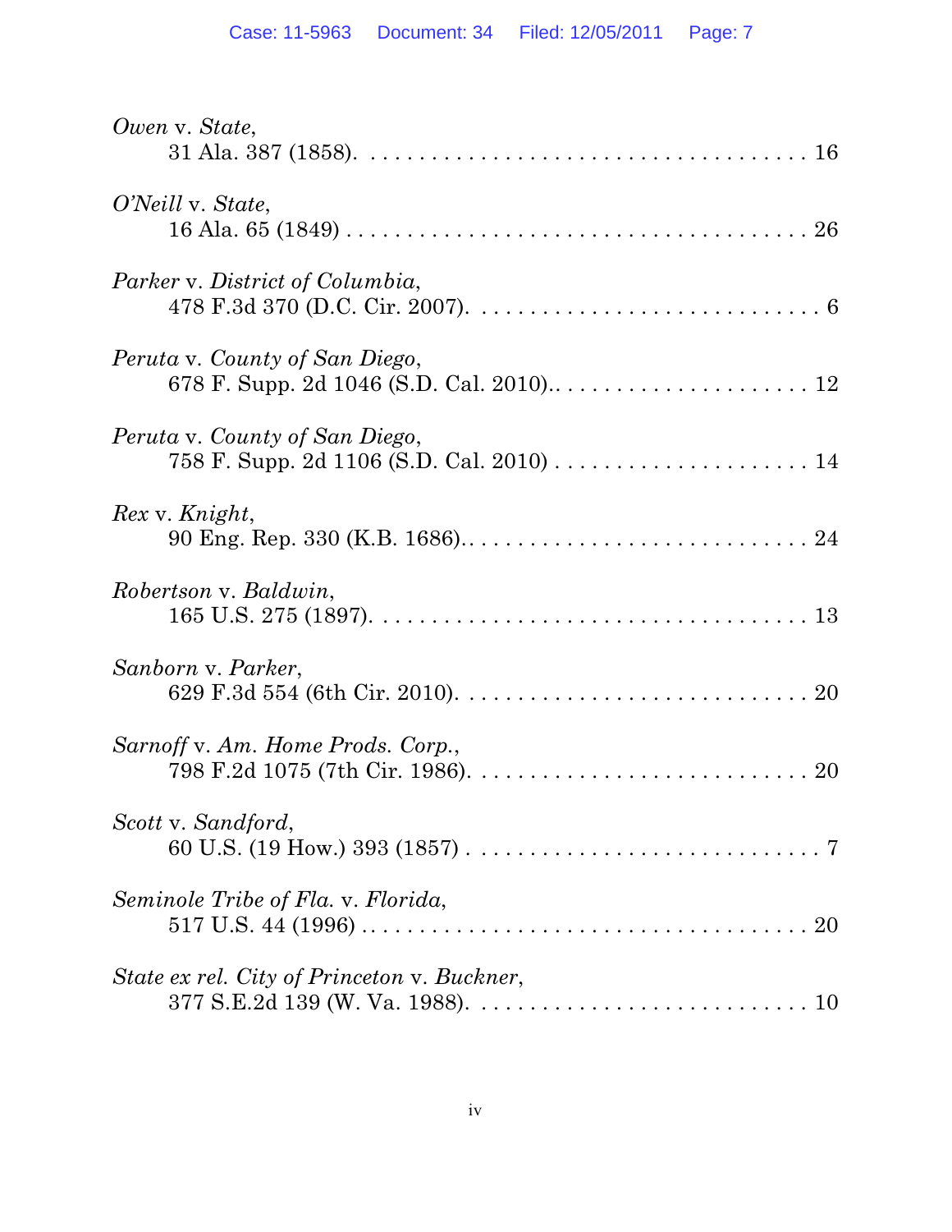*Owen* v. *State*,
31 Ala. 387 (1858). . . . . . . . . . . . . . . . . . . . . . . . . . . . . . . . . . . . . 16

*O'Neill* v. *State*,
16 Ala. 65 (1849) . . . . . . . . . . . . . . . . . . . . . . . . . . . . . . . . . . . . . . 26

*Parker* v. *District of Columbia*,
478 F.3d 370 (D.C. Cir. 2007). . . . . . . . . . . . . . . . . . . . . . . . . . . . . 6

*Peruta* v. *County of San Diego*,
678 F. Supp. 2d 1046 (S.D. Cal. 2010).. . . . . . . . . . . . . . . . . . . . . . 12

*Peruta* v. *County of San Diego*,
758 F. Supp. 2d 1106 (S.D. Cal. 2010) . . . . . . . . . . . . . . . . . . . . . . 14

*Rex* v. *Knight*,
90 Eng. Rep. 330 (K.B. 1686).. . . . . . . . . . . . . . . . . . . . . . . . . . . . 24

*Robertson* v. *Baldwin*,
165 U.S. 275 (1897). . . . . . . . . . . . . . . . . . . . . . . . . . . . . . . . . . . . 13

*Sanborn* v. *Parker*,
629 F.3d 554 (6th Cir. 2010). . . . . . . . . . . . . . . . . . . . . . . . . . . . . . 20

*Sarnoff* v. *Am. Home Prods. Corp.*,
798 F.2d 1075 (7th Cir. 1986). . . . . . . . . . . . . . . . . . . . . . . . . . . . . 20

*Scott* v. *Sandford*,
60 U.S. (19 How.) 393 (1857) . . . . . . . . . . . . . . . . . . . . . . . . . . . . . 7

*Seminole Tribe of Fla.* v. *Florida*,
517 U.S. 44 (1996) . . . . . . . . . . . . . . . . . . . . . . . . . . . . . . . . . . . . . 20

*State ex rel. City of Princeton* v. *Buckner*,
377 S.E.2d 139 (W. Va. 1988). . . . . . . . . . . . . . . . . . . . . . . . . . . . . 10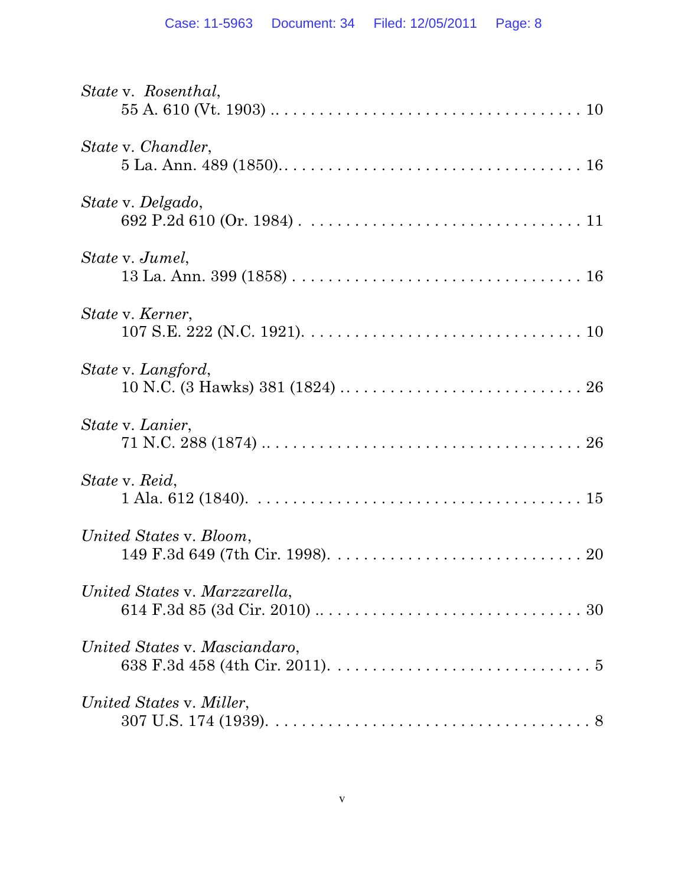*State* v. *Rosenthal*,
55 A. 610 (Vt. 1903) .. . . . . . . . . . . . . . . . . . . . . . . . . . . . . . . . . . 10

*State* v. *Chandler*,
5 La. Ann. 489 (1850).. . . . . . . . . . . . . . . . . . . . . . . . . . . . . . . . . . 16

*State* v. *Delgado*,
692 P.2d 610 (Or. 1984) . . . . . . . . . . . . . . . . . . . . . . . . . . . . . . . . 11

*State* v. *Jumel*,
13 La. Ann. 399 (1858) . . . . . . . . . . . . . . . . . . . . . . . . . . . . . . . . 16

*State* v. *Kerner*,
107 S.E. 222 (N.C. 1921). . . . . . . . . . . . . . . . . . . . . . . . . . . . . . . 10

*State* v. *Langford*,
10 N.C. (3 Hawks) 381 (1824) . . . . . . . . . . . . . . . . . . . . . . . . . . . 26

*State* v. *Lanier*,
71 N.C. 288 (1874) .. . . . . . . . . . . . . . . . . . . . . . . . . . . . . . . . . . 26

*State* v. *Reid*,
1 Ala. 612 (1840). . . . . . . . . . . . . . . . . . . . . . . . . . . . . . . . . . . . 15

*United States* v. *Bloom*,
149 F.3d 649 (7th Cir. 1998). . . . . . . . . . . . . . . . . . . . . . . . . . . . 20

*United States* v. *Marzzarella*,
614 F.3d 85 (3d Cir. 2010) .. . . . . . . . . . . . . . . . . . . . . . . . . . . . . 30

*United States* v. *Masciandaro*,
638 F.3d 458 (4th Cir. 2011). . . . . . . . . . . . . . . . . . . . . . . . . . . . . 5

*United States* v. *Miller*,
307 U.S. 174 (1939). . . . . . . . . . . . . . . . . . . . . . . . . . . . . . . . . . . 8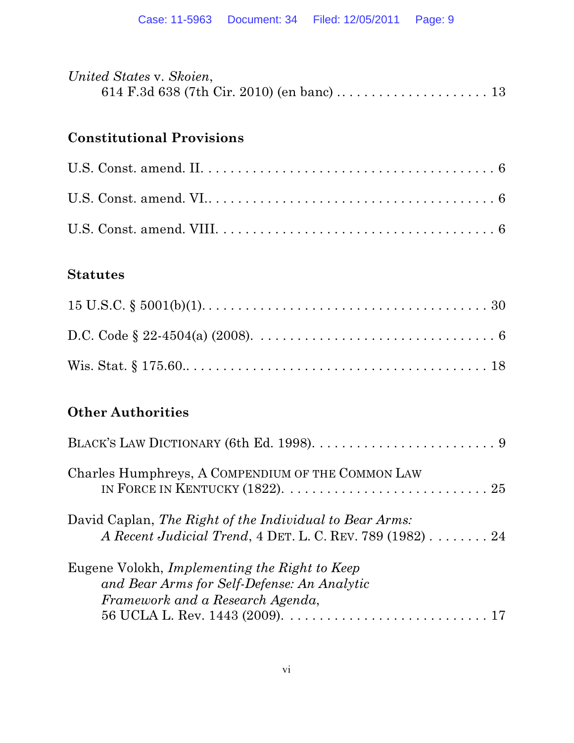*United States* v. *Skoien*,
614 F.3d 638 (7th Cir. 2010) (en banc) . . . . . . . . . . . . . . . . . . . . . . 13

## Constitutional Provisions

U.S. Const. amend. II. . . . . . . . . . . . . . . . . . . . . . . . . . . . . . . . . . . . . . . . 6

U.S. Const. amend. VI.. . . . . . . . . . . . . . . . . . . . . . . . . . . . . . . . . . . . . . . 6

U.S. Const. amend. VIII. . . . . . . . . . . . . . . . . . . . . . . . . . . . . . . . . . . . . . 6

## Statutes

15 U.S.C. § 5001(b)(1). . . . . . . . . . . . . . . . . . . . . . . . . . . . . . . . . . . . . . . 30

D.C. Code § 22-4504(a) (2008). . . . . . . . . . . . . . . . . . . . . . . . . . . . . . . . . 6

Wis. Stat. § 175.60.. . . . . . . . . . . . . . . . . . . . . . . . . . . . . . . . . . . . . . . . . 18

## Other Authorities

BLACK'S LAW DICTIONARY (6th Ed. 1998). . . . . . . . . . . . . . . . . . . . . . . . . . 9

Charles Humphreys, A COMPENDIUM OF THE COMMON LAW
IN FORCE IN KENTUCKY (1822). . . . . . . . . . . . . . . . . . . . . . . . . . . . . 25

David Caplan, *The Right of the Individual to Bear Arms: A Recent Judicial Trend*, 4 DET. L. C. REV. 789 (1982) . . . . . . . . 24

Eugene Volokh, *Implementing the Right to Keep and Bear Arms for Self-Defense: An Analytic Framework and a Research Agenda*,
56 UCLA L. Rev. 1443 (2009). . . . . . . . . . . . . . . . . . . . . . . . . . . . 17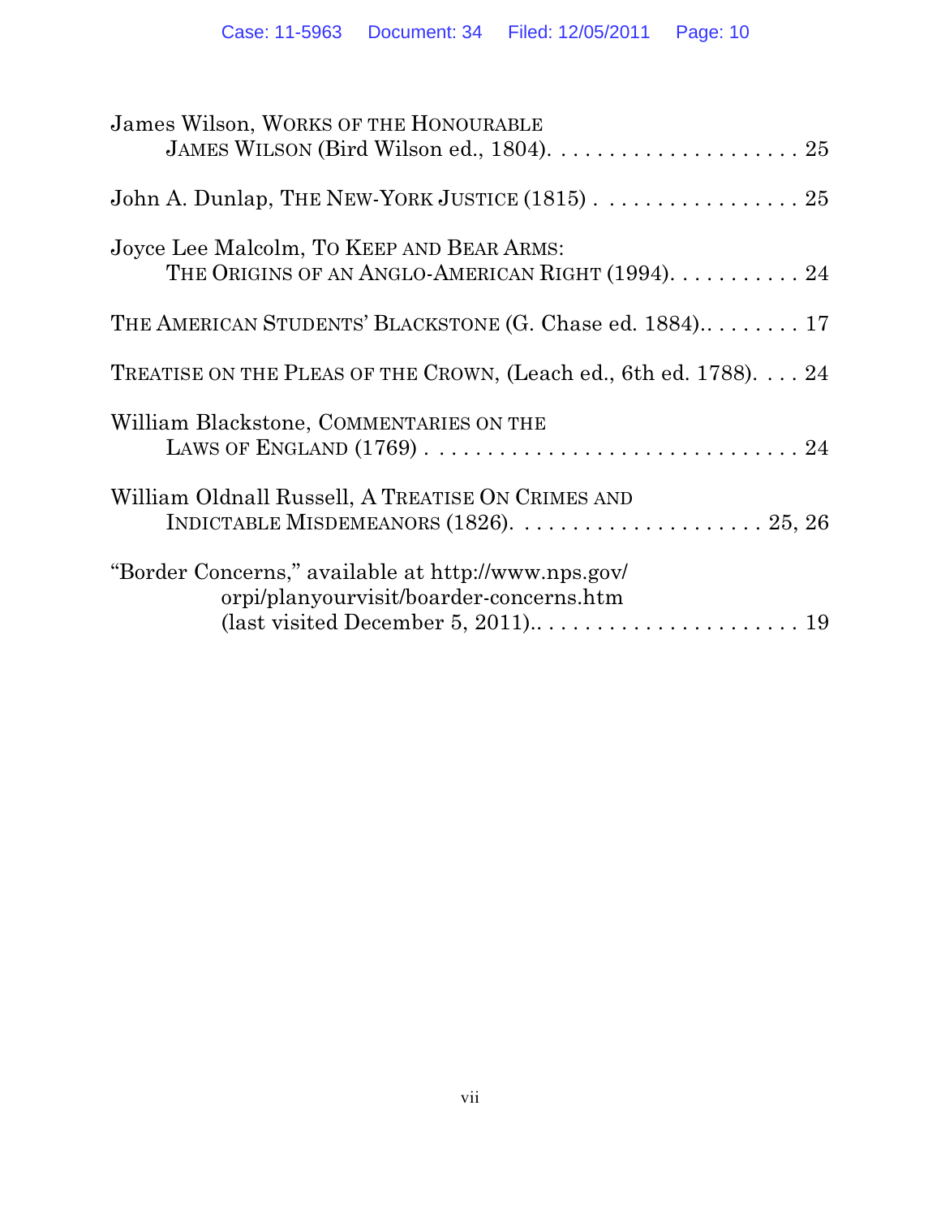James Wilson, WORKS OF THE HONOURABLE JAMES WILSON (Bird Wilson ed., 1804). . . . . . . . . . . . . . . . . . . . . 25

John A. Dunlap, THE NEW-YORK JUSTICE (1815) . . . . . . . . . . . . . . . . . 25

Joyce Lee Malcolm, TO KEEP AND BEAR ARMS: THE ORIGINS OF AN ANGLO-AMERICAN RIGHT (1994). . . . . . . . . . . 24

THE AMERICAN STUDENTS' BLACKSTONE (G. Chase ed. 1884).. . . . . . . . 17

TREATISE ON THE PLEAS OF THE CROWN, (Leach ed., 6th ed. 1788). . . . 24

William Blackstone, COMMENTARIES ON THE LAWS OF ENGLAND (1769) . . . . . . . . . . . . . . . . . . . . . . . . . . . . . 24

William Oldnall Russell, A TREATISE ON CRIMES AND INDICTABLE MISDEMEANORS (1826). . . . . . . . . . . . . . . . . . . . . 25, 26

"Border Concerns," available at http://www.nps.gov/orpi/planyourvisit/boarder-concerns.htm (last visited December 5, 2011).. . . . . . . . . . . . . . . . . . . . . 19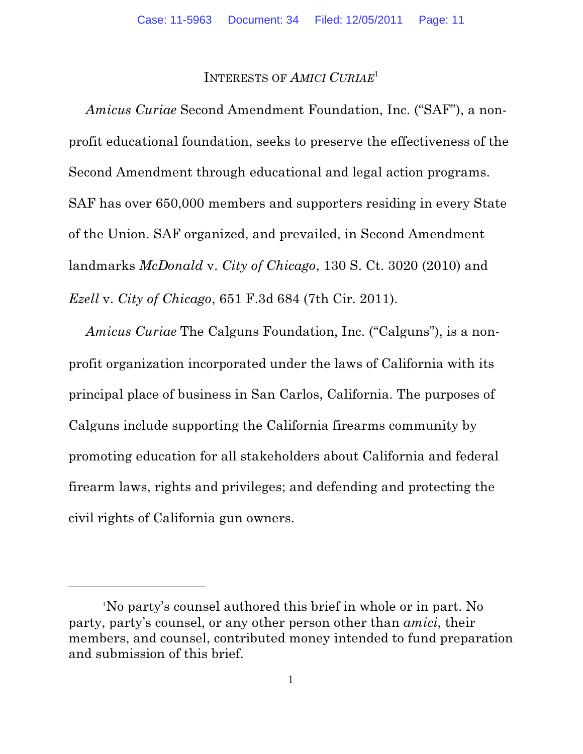## INTERESTS OF *AMICI CURIAE*[1]

*Amicus Curiae* Second Amendment Foundation, Inc. ("SAF"), a non-profit educational foundation, seeks to preserve the effectiveness of the Second Amendment through educational and legal action programs. SAF has over 650,000 members and supporters residing in every State of the Union. SAF organized, and prevailed, in Second Amendment landmarks *McDonald* v. *City of Chicago*, 130 S. Ct. 3020 (2010) and *Ezell* v. *City of Chicago*, 651 F.3d 684 (7th Cir. 2011).

*Amicus Curiae* The Calguns Foundation, Inc. ("Calguns"), is a non-profit organization incorporated under the laws of California with its principal place of business in San Carlos, California. The purposes of Calguns include supporting the California firearms community by promoting education for all stakeholders about California and federal firearm laws, rights and privileges; and defending and protecting the civil rights of California gun owners.

---

[1] No party's counsel authored this brief in whole or in part. No party, party's counsel, or any other person other than *amici*, their members, and counsel, contributed money intended to fund preparation and submission of this brief.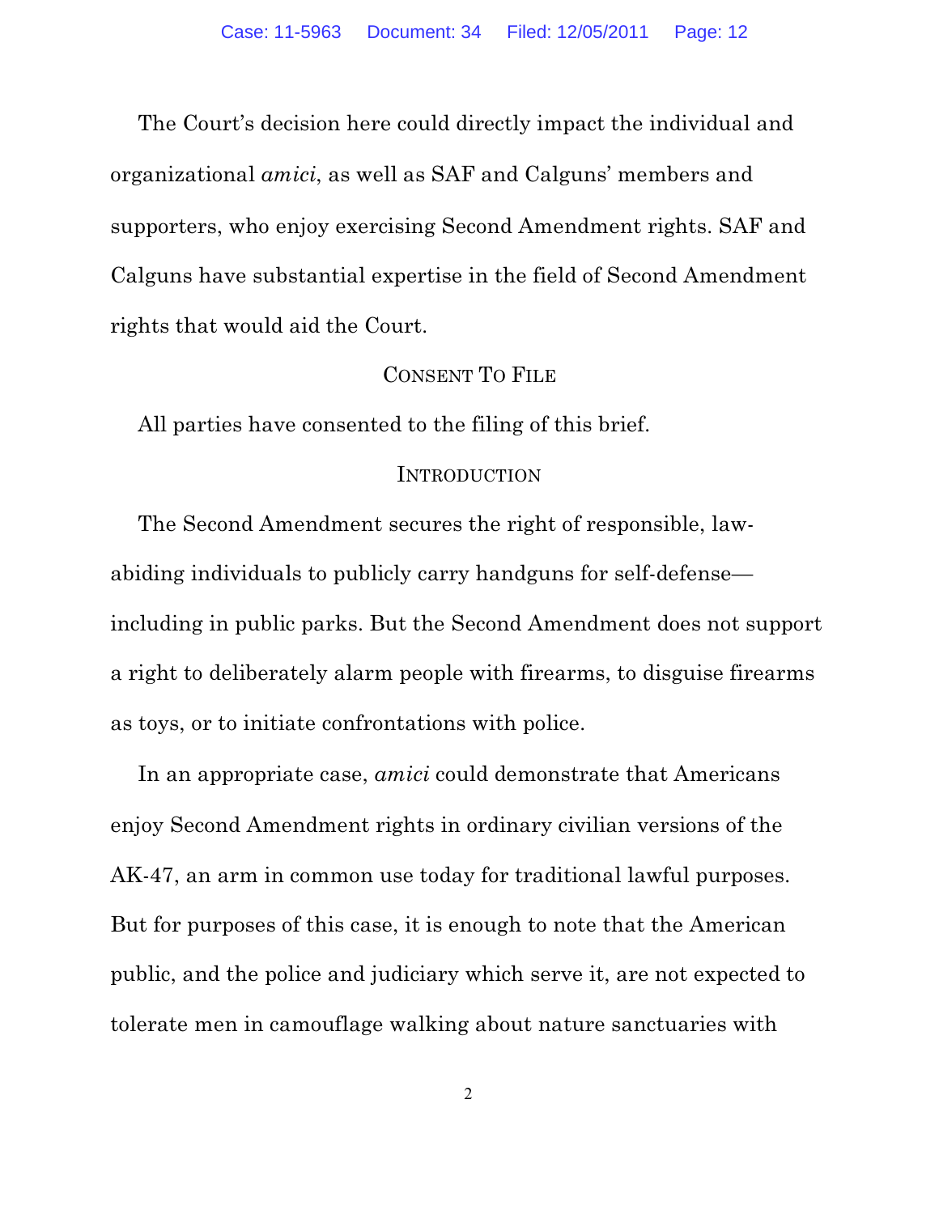The Court's decision here could directly impact the individual and organizational *amici*, as well as SAF and Calguns' members and supporters, who enjoy exercising Second Amendment rights. SAF and Calguns have substantial expertise in the field of Second Amendment rights that would aid the Court.

## Consent To File

All parties have consented to the filing of this brief.

## Introduction

The Second Amendment secures the right of responsible, law-abiding individuals to publicly carry handguns for self-defense—including in public parks. But the Second Amendment does not support a right to deliberately alarm people with firearms, to disguise firearms as toys, or to initiate confrontations with police.

In an appropriate case, *amici* could demonstrate that Americans enjoy Second Amendment rights in ordinary civilian versions of the AK-47, an arm in common use today for traditional lawful purposes. But for purposes of this case, it is enough to note that the American public, and the police and judiciary which serve it, are not expected to tolerate men in camouflage walking about nature sanctuaries with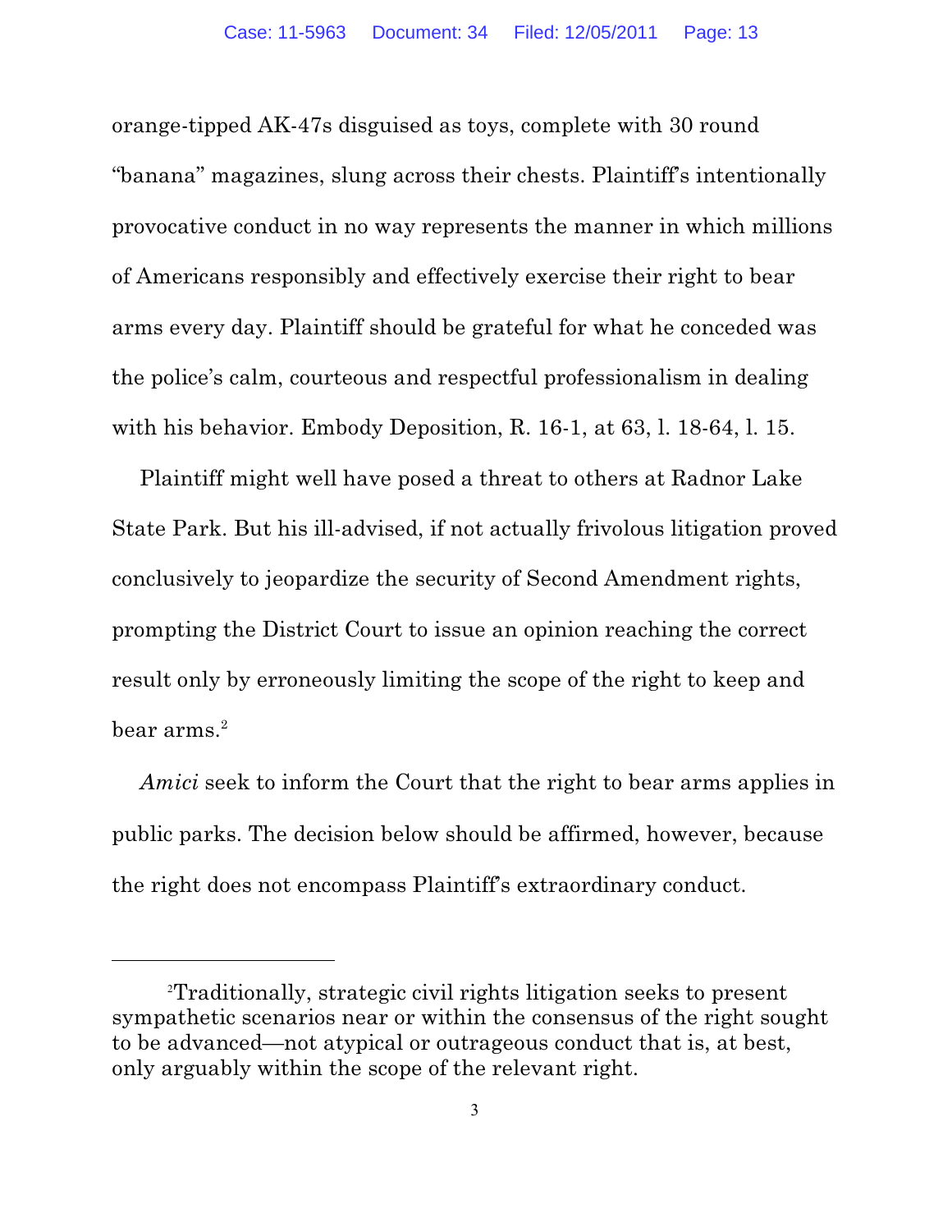orange-tipped AK-47s disguised as toys, complete with 30 round "banana" magazines, slung across their chests. Plaintiff's intentionally provocative conduct in no way represents the manner in which millions of Americans responsibly and effectively exercise their right to bear arms every day. Plaintiff should be grateful for what he conceded was the police's calm, courteous and respectful professionalism in dealing with his behavior. Embody Deposition, R. 16-1, at 63, l. 18-64, l. 15.

Plaintiff might well have posed a threat to others at Radnor Lake State Park. But his ill-advised, if not actually frivolous litigation proved conclusively to jeopardize the security of Second Amendment rights, prompting the District Court to issue an opinion reaching the correct result only by erroneously limiting the scope of the right to keep and bear arms.[2]

*Amici* seek to inform the Court that the right to bear arms applies in public parks. The decision below should be affirmed, however, because the right does not encompass Plaintiff's extraordinary conduct.

---

[2]Traditionally, strategic civil rights litigation seeks to present sympathetic scenarios near or within the consensus of the right sought to be advanced—not atypical or outrageous conduct that is, at best, only arguably within the scope of the relevant right.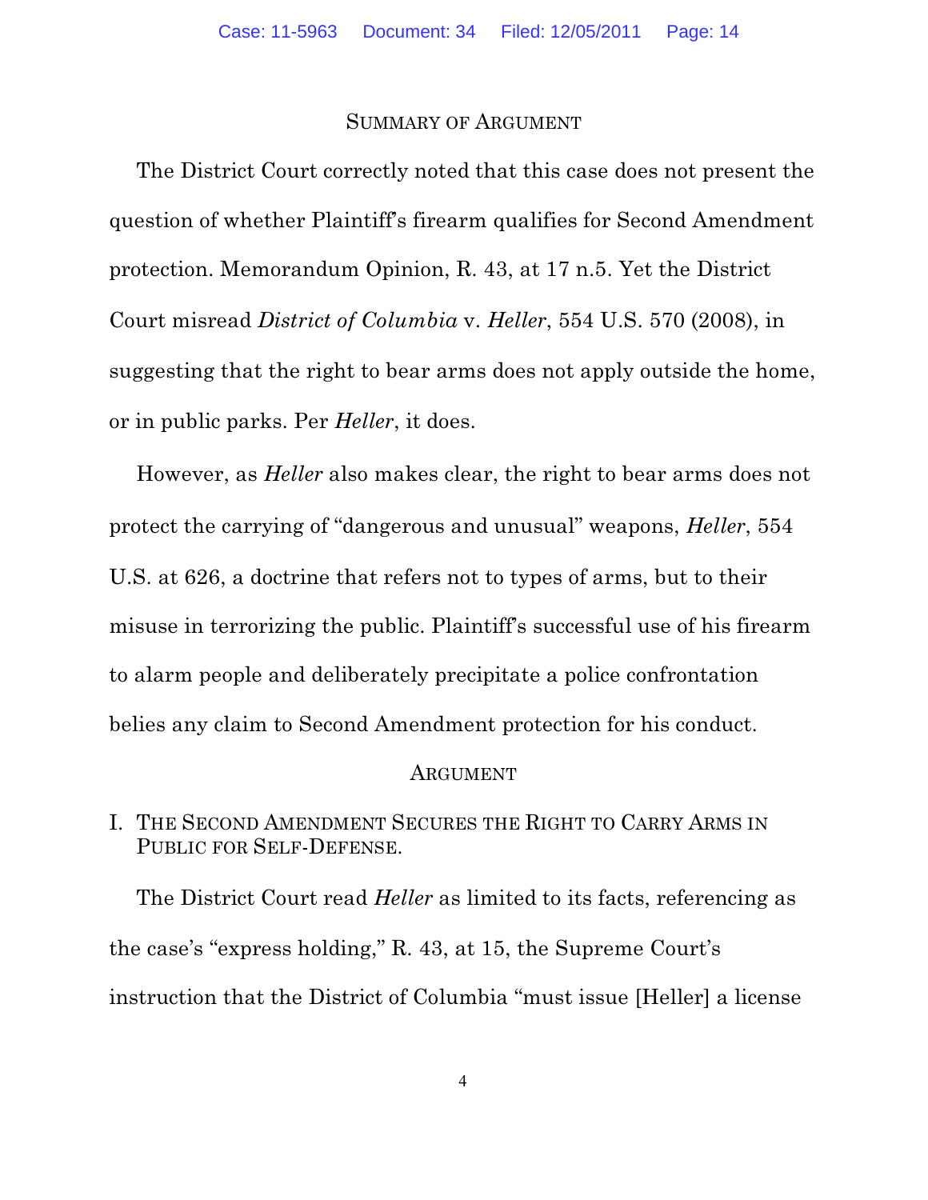## SUMMARY OF ARGUMENT

The District Court correctly noted that this case does not present the question of whether Plaintiff's firearm qualifies for Second Amendment protection. Memorandum Opinion, R. 43, at 17 n.5. Yet the District Court misread *District of Columbia* v. *Heller*, 554 U.S. 570 (2008), in suggesting that the right to bear arms does not apply outside the home, or in public parks. Per *Heller*, it does.

However, as *Heller* also makes clear, the right to bear arms does not protect the carrying of "dangerous and unusual" weapons, *Heller*, 554 U.S. at 626, a doctrine that refers not to types of arms, but to their misuse in terrorizing the public. Plaintiff's successful use of his firearm to alarm people and deliberately precipitate a police confrontation belies any claim to Second Amendment protection for his conduct.

## ARGUMENT

### I. THE SECOND AMENDMENT SECURES THE RIGHT TO CARRY ARMS IN PUBLIC FOR SELF-DEFENSE.

The District Court read *Heller* as limited to its facts, referencing as the case's "express holding," R. 43, at 15, the Supreme Court's instruction that the District of Columbia "must issue [Heller] a license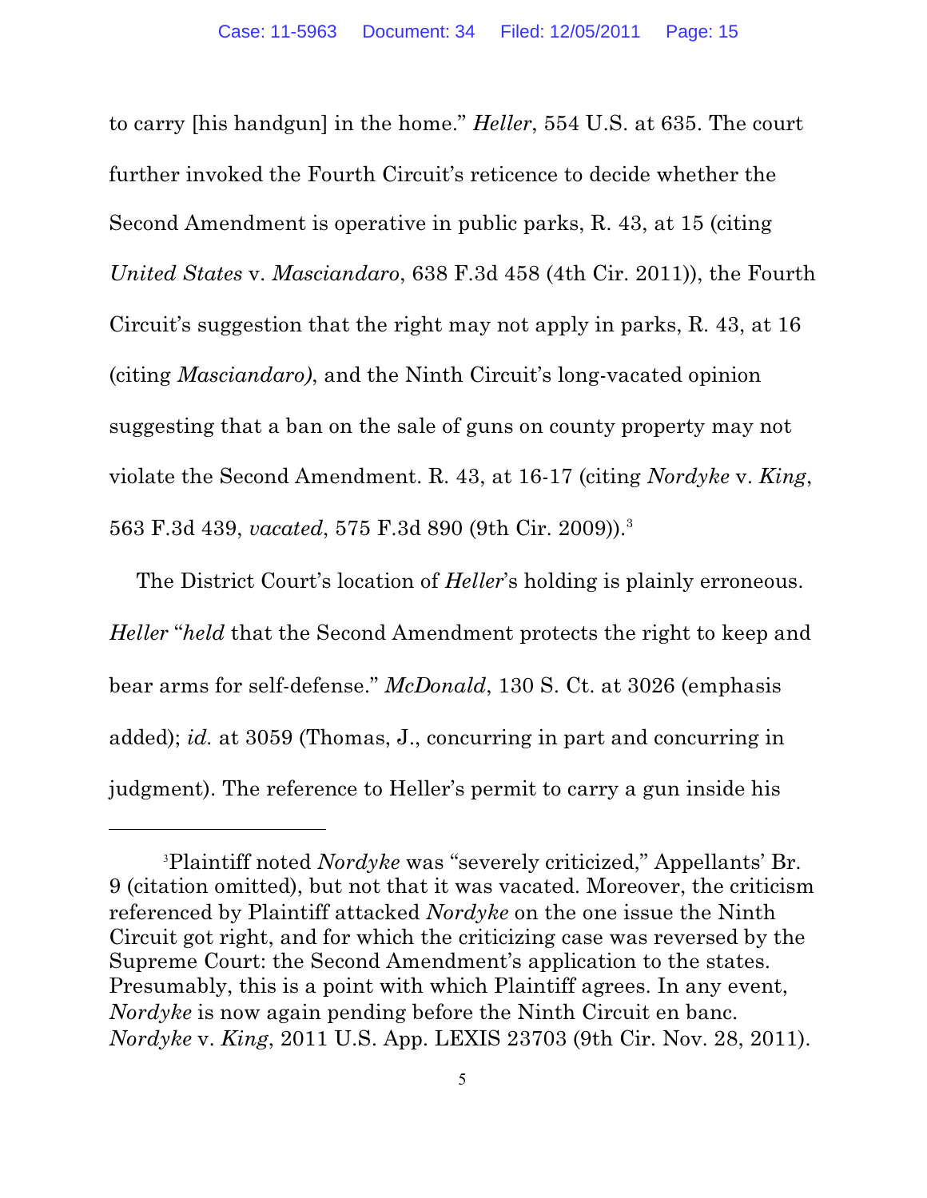to carry [his handgun] in the home." *Heller*, 554 U.S. at 635. The court further invoked the Fourth Circuit's reticence to decide whether the Second Amendment is operative in public parks, R. 43, at 15 (citing *United States* v. *Masciandaro*, 638 F.3d 458 (4th Cir. 2011)), the Fourth Circuit's suggestion that the right may not apply in parks, R. 43, at 16 (citing *Masciandaro)*, and the Ninth Circuit's long-vacated opinion suggesting that a ban on the sale of guns on county property may not violate the Second Amendment. R. 43, at 16-17 (citing *Nordyke* v. *King*, 563 F.3d 439, *vacated*, 575 F.3d 890 (9th Cir. 2009)).[3]

The District Court's location of *Heller*'s holding is plainly erroneous. *Heller* "*held* that the Second Amendment protects the right to keep and bear arms for self-defense." *McDonald*, 130 S. Ct. at 3026 (emphasis added); *id.* at 3059 (Thomas, J., concurring in part and concurring in judgment). The reference to Heller's permit to carry a gun inside his

---

[3]Plaintiff noted *Nordyke* was "severely criticized," Appellants' Br. 9 (citation omitted), but not that it was vacated. Moreover, the criticism referenced by Plaintiff attacked *Nordyke* on the one issue the Ninth Circuit got right, and for which the criticizing case was reversed by the Supreme Court: the Second Amendment's application to the states. Presumably, this is a point with which Plaintiff agrees. In any event, *Nordyke* is now again pending before the Ninth Circuit en banc. *Nordyke* v. *King*, 2011 U.S. App. LEXIS 23703 (9th Cir. Nov. 28, 2011).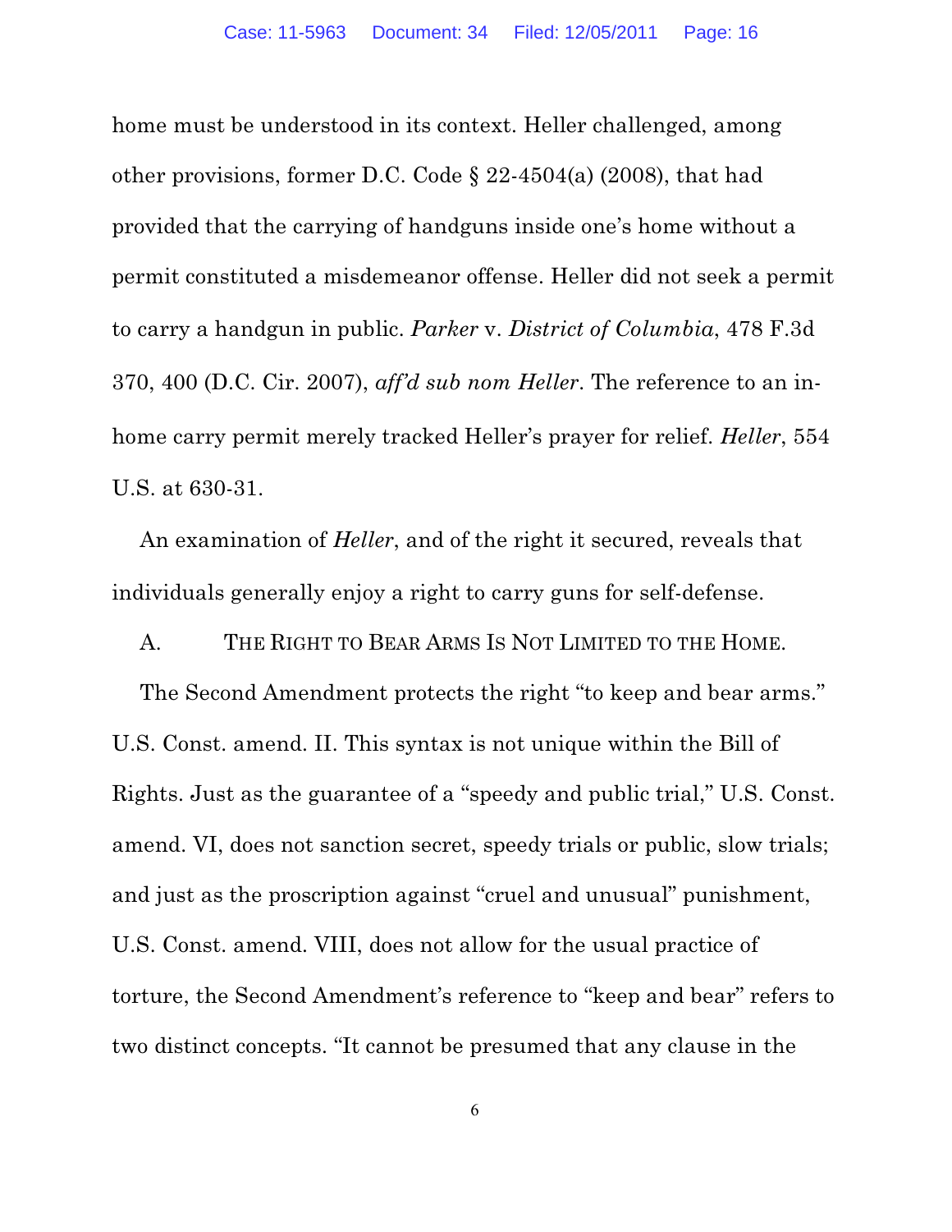home must be understood in its context. Heller challenged, among other provisions, former D.C. Code § 22-4504(a) (2008), that had provided that the carrying of handguns inside one's home without a permit constituted a misdemeanor offense. Heller did not seek a permit to carry a handgun in public. *Parker* v. *District of Columbia*, 478 F.3d 370, 400 (D.C. Cir. 2007), *aff'd sub nom Heller*. The reference to an in-home carry permit merely tracked Heller's prayer for relief. *Heller*, 554 U.S. at 630-31.

An examination of *Heller*, and of the right it secured, reveals that individuals generally enjoy a right to carry guns for self-defense.

### A. THE RIGHT TO BEAR ARMS IS NOT LIMITED TO THE HOME.

The Second Amendment protects the right "to keep and bear arms." U.S. Const. amend. II. This syntax is not unique within the Bill of Rights. Just as the guarantee of a "speedy and public trial," U.S. Const. amend. VI, does not sanction secret, speedy trials or public, slow trials; and just as the proscription against "cruel and unusual" punishment, U.S. Const. amend. VIII, does not allow for the usual practice of torture, the Second Amendment's reference to "keep and bear" refers to two distinct concepts. "It cannot be presumed that any clause in the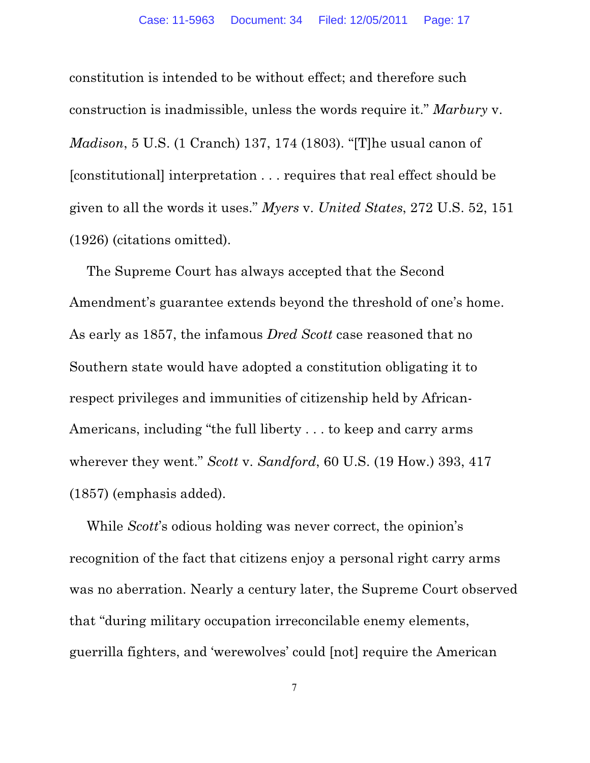constitution is intended to be without effect; and therefore such construction is inadmissible, unless the words require it." *Marbury* v. *Madison*, 5 U.S. (1 Cranch) 137, 174 (1803). "[T]he usual canon of [constitutional] interpretation . . . requires that real effect should be given to all the words it uses." *Myers* v. *United States*, 272 U.S. 52, 151 (1926) (citations omitted).

The Supreme Court has always accepted that the Second Amendment's guarantee extends beyond the threshold of one's home. As early as 1857, the infamous *Dred Scott* case reasoned that no Southern state would have adopted a constitution obligating it to respect privileges and immunities of citizenship held by African-Americans, including "the full liberty . . . to keep and carry arms wherever they went." *Scott* v. *Sandford*, 60 U.S. (19 How.) 393, 417 (1857) (emphasis added).

While *Scott*'s odious holding was never correct, the opinion's recognition of the fact that citizens enjoy a personal right carry arms was no aberration. Nearly a century later, the Supreme Court observed that "during military occupation irreconcilable enemy elements, guerrilla fighters, and 'werewolves' could [not] require the American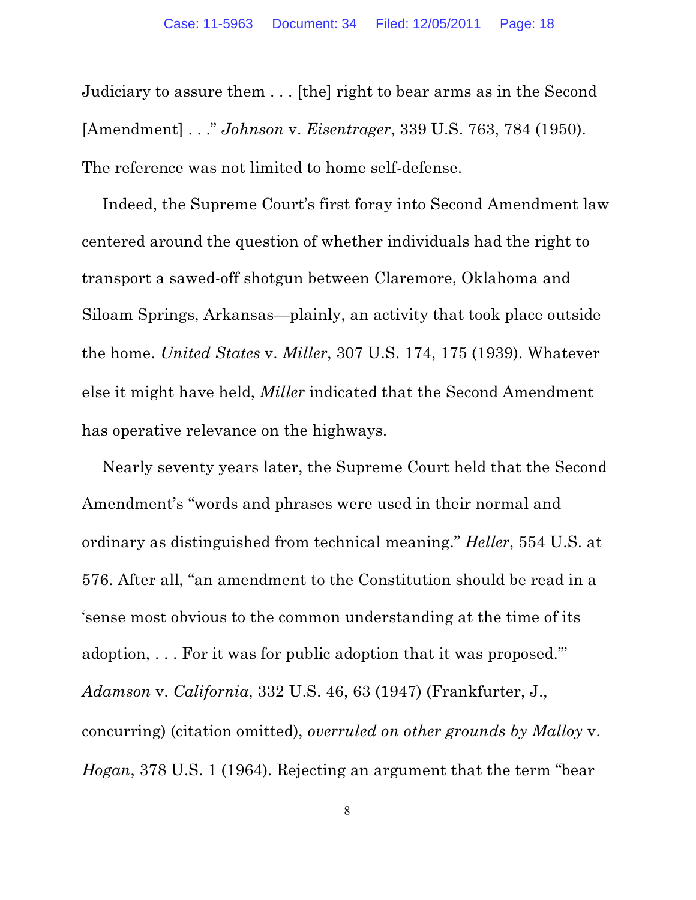Judiciary to assure them . . . [the] right to bear arms as in the Second [Amendment] . . ." *Johnson* v. *Eisentrager*, 339 U.S. 763, 784 (1950). The reference was not limited to home self-defense.

Indeed, the Supreme Court's first foray into Second Amendment law centered around the question of whether individuals had the right to transport a sawed-off shotgun between Claremore, Oklahoma and Siloam Springs, Arkansas—plainly, an activity that took place outside the home. *United States* v. *Miller*, 307 U.S. 174, 175 (1939). Whatever else it might have held, *Miller* indicated that the Second Amendment has operative relevance on the highways.

Nearly seventy years later, the Supreme Court held that the Second Amendment's "words and phrases were used in their normal and ordinary as distinguished from technical meaning." *Heller*, 554 U.S. at 576. After all, "an amendment to the Constitution should be read in a 'sense most obvious to the common understanding at the time of its adoption, . . . For it was for public adoption that it was proposed.'" *Adamson* v. *California*, 332 U.S. 46, 63 (1947) (Frankfurter, J., concurring) (citation omitted), *overruled on other grounds by Malloy* v. *Hogan*, 378 U.S. 1 (1964). Rejecting an argument that the term "bear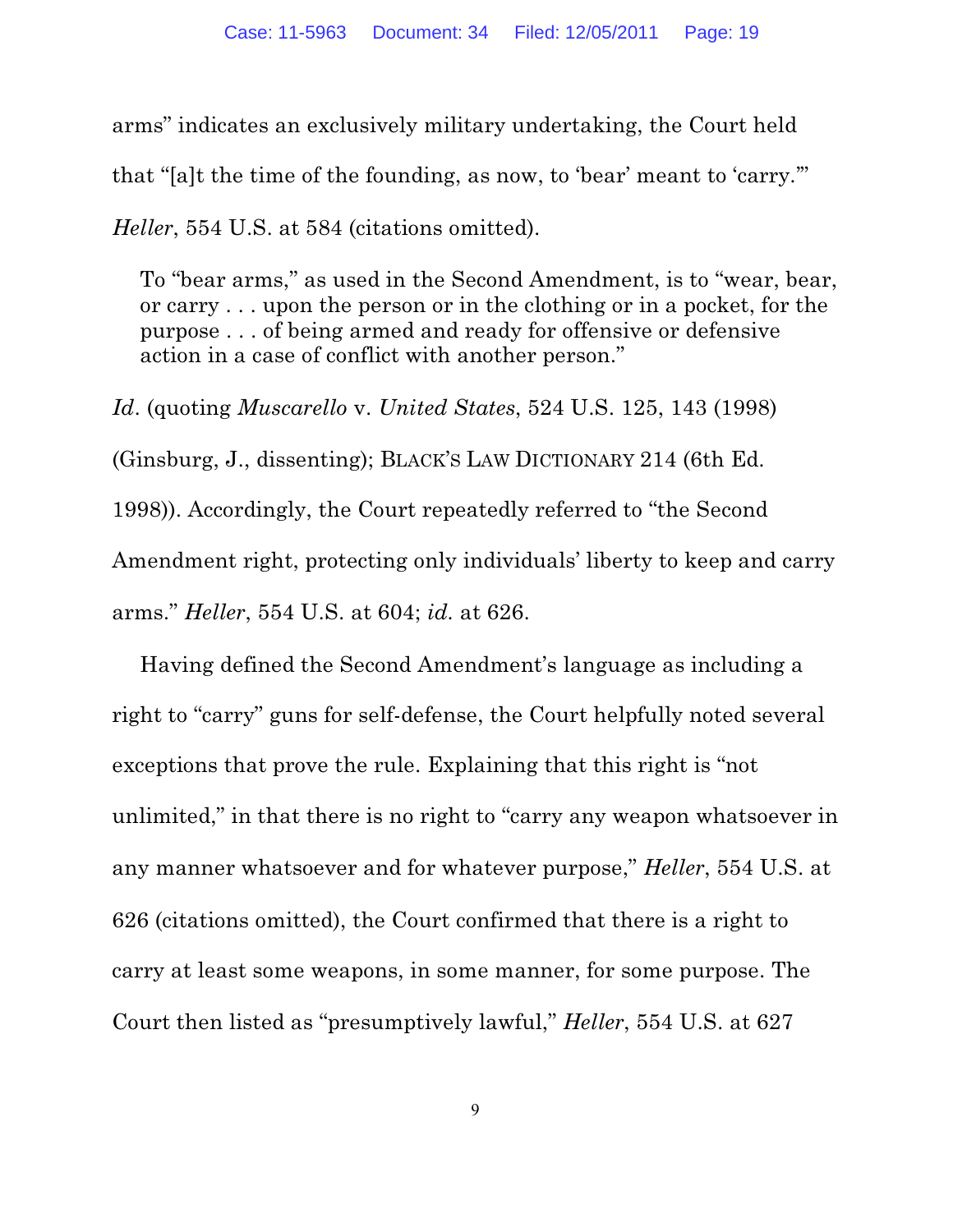arms" indicates an exclusively military undertaking, the Court held that "[a]t the time of the founding, as now, to 'bear' meant to 'carry.'" *Heller*, 554 U.S. at 584 (citations omitted).

> To "bear arms," as used in the Second Amendment, is to "wear, bear, or carry . . . upon the person or in the clothing or in a pocket, for the purpose . . . of being armed and ready for offensive or defensive action in a case of conflict with another person."

*Id*. (quoting *Muscarello* v. *United States*, 524 U.S. 125, 143 (1998) (Ginsburg, J., dissenting); BLACK'S LAW DICTIONARY 214 (6th Ed. 1998)). Accordingly, the Court repeatedly referred to "the Second Amendment right, protecting only individuals' liberty to keep and carry arms." *Heller*, 554 U.S. at 604; *id.* at 626.

Having defined the Second Amendment's language as including a right to "carry" guns for self-defense, the Court helpfully noted several exceptions that prove the rule. Explaining that this right is "not unlimited," in that there is no right to "carry any weapon whatsoever in any manner whatsoever and for whatever purpose," *Heller*, 554 U.S. at 626 (citations omitted), the Court confirmed that there is a right to carry at least some weapons, in some manner, for some purpose. The Court then listed as "presumptively lawful," *Heller*, 554 U.S. at 627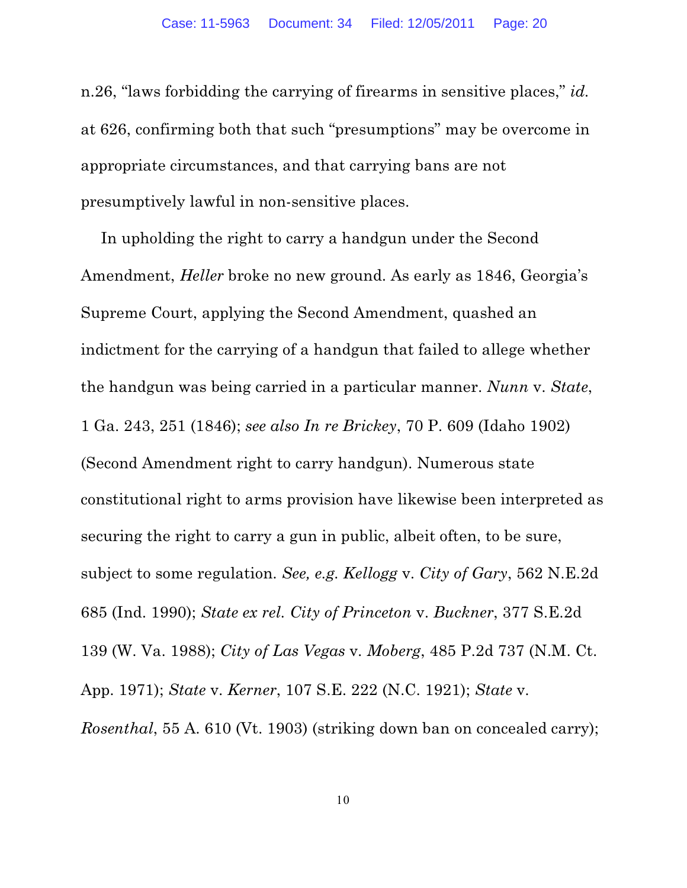n.26, "laws forbidding the carrying of firearms in sensitive places," *id.* at 626, confirming both that such "presumptions" may be overcome in appropriate circumstances, and that carrying bans are not presumptively lawful in non-sensitive places.

In upholding the right to carry a handgun under the Second Amendment, *Heller* broke no new ground. As early as 1846, Georgia's Supreme Court, applying the Second Amendment, quashed an indictment for the carrying of a handgun that failed to allege whether the handgun was being carried in a particular manner. *Nunn* v. *State*, 1 Ga. 243, 251 (1846); *see also In re Brickey*, 70 P. 609 (Idaho 1902) (Second Amendment right to carry handgun). Numerous state constitutional right to arms provision have likewise been interpreted as securing the right to carry a gun in public, albeit often, to be sure, subject to some regulation. *See, e.g. Kellogg* v. *City of Gary*, 562 N.E.2d 685 (Ind. 1990); *State ex rel. City of Princeton* v. *Buckner*, 377 S.E.2d 139 (W. Va. 1988); *City of Las Vegas* v. *Moberg*, 485 P.2d 737 (N.M. Ct. App. 1971); *State* v. *Kerner*, 107 S.E. 222 (N.C. 1921); *State* v. *Rosenthal*, 55 A. 610 (Vt. 1903) (striking down ban on concealed carry);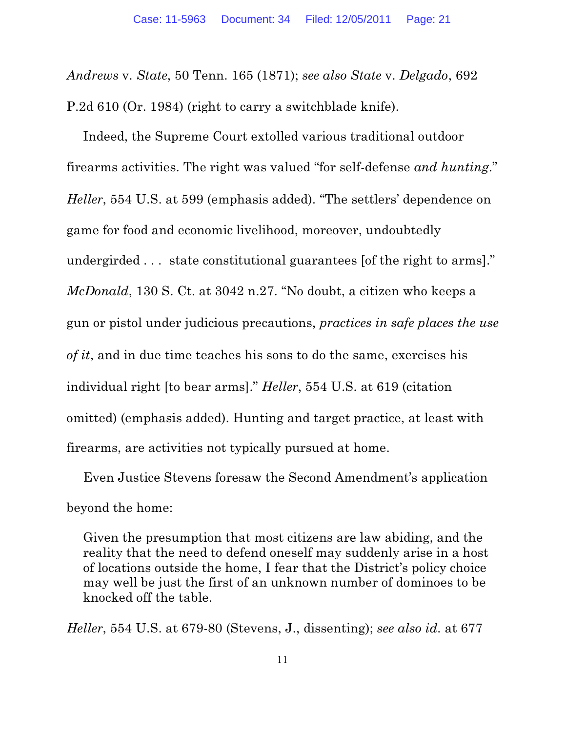*Andrews* v. *State*, 50 Tenn. 165 (1871); *see also State* v. *Delgado*, 692 P.2d 610 (Or. 1984) (right to carry a switchblade knife).

Indeed, the Supreme Court extolled various traditional outdoor firearms activities. The right was valued "for self-defense *and hunting*." *Heller*, 554 U.S. at 599 (emphasis added). "The settlers' dependence on game for food and economic livelihood, moreover, undoubtedly undergirded . . . state constitutional guarantees [of the right to arms]." *McDonald*, 130 S. Ct. at 3042 n.27. "No doubt, a citizen who keeps a gun or pistol under judicious precautions, *practices in safe places the use of it*, and in due time teaches his sons to do the same, exercises his individual right [to bear arms]." *Heller*, 554 U.S. at 619 (citation omitted) (emphasis added). Hunting and target practice, at least with firearms, are activities not typically pursued at home.

Even Justice Stevens foresaw the Second Amendment's application beyond the home:

> Given the presumption that most citizens are law abiding, and the reality that the need to defend oneself may suddenly arise in a host of locations outside the home, I fear that the District's policy choice may well be just the first of an unknown number of dominoes to be knocked off the table.

*Heller*, 554 U.S. at 679-80 (Stevens, J., dissenting); *see also id.* at 677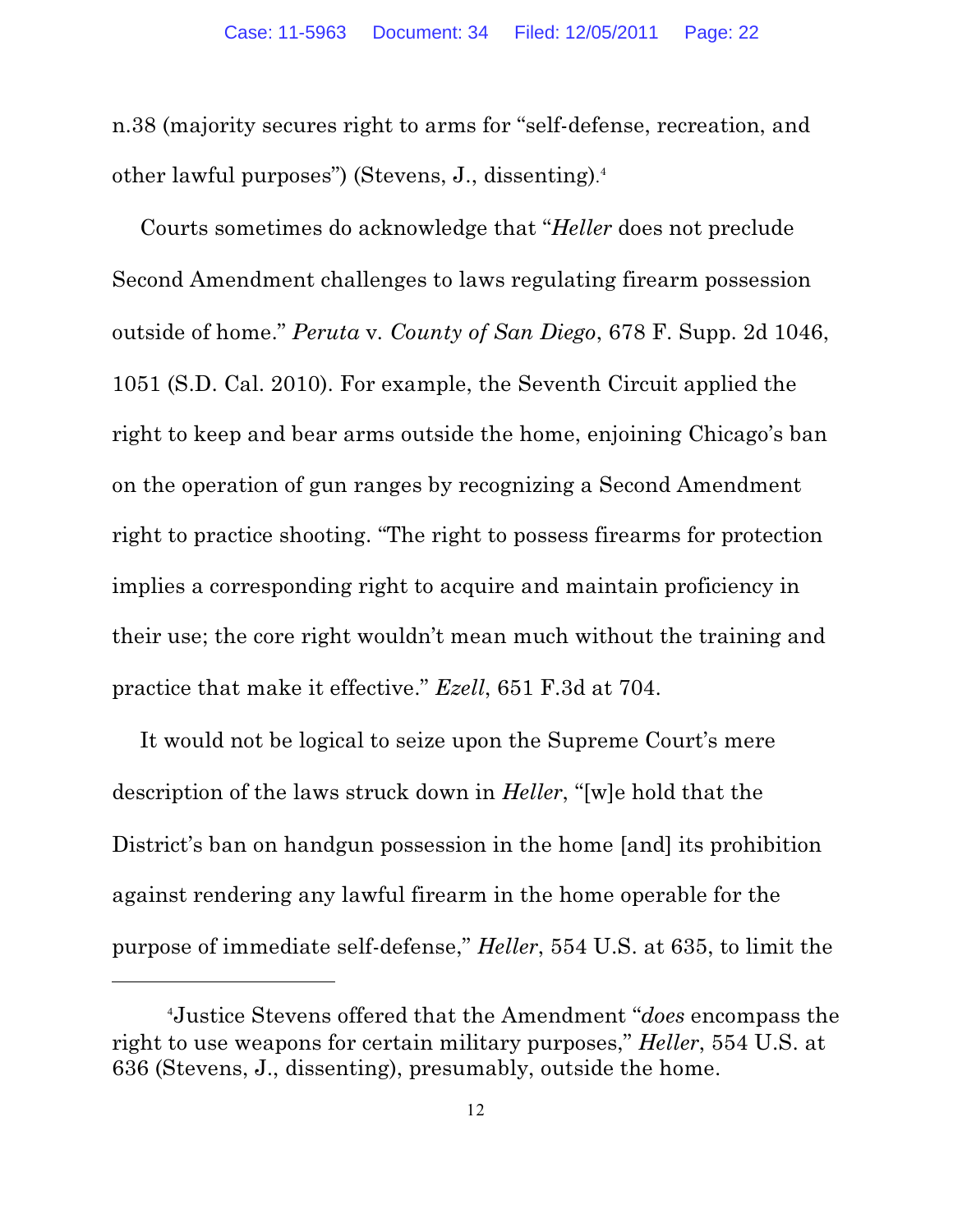n.38 (majority secures right to arms for "self-defense, recreation, and other lawful purposes") (Stevens, J., dissenting).[4]

Courts sometimes do acknowledge that "*Heller* does not preclude Second Amendment challenges to laws regulating firearm possession outside of home." *Peruta* v. *County of San Diego*, 678 F. Supp. 2d 1046, 1051 (S.D. Cal. 2010). For example, the Seventh Circuit applied the right to keep and bear arms outside the home, enjoining Chicago's ban on the operation of gun ranges by recognizing a Second Amendment right to practice shooting. "The right to possess firearms for protection implies a corresponding right to acquire and maintain proficiency in their use; the core right wouldn't mean much without the training and practice that make it effective." *Ezell*, 651 F.3d at 704.

It would not be logical to seize upon the Supreme Court's mere description of the laws struck down in *Heller*, "[w]e hold that the District's ban on handgun possession in the home [and] its prohibition against rendering any lawful firearm in the home operable for the purpose of immediate self-defense," *Heller*, 554 U.S. at 635, to limit the

---

[4]Justice Stevens offered that the Amendment "*does* encompass the right to use weapons for certain military purposes," *Heller*, 554 U.S. at 636 (Stevens, J., dissenting), presumably, outside the home.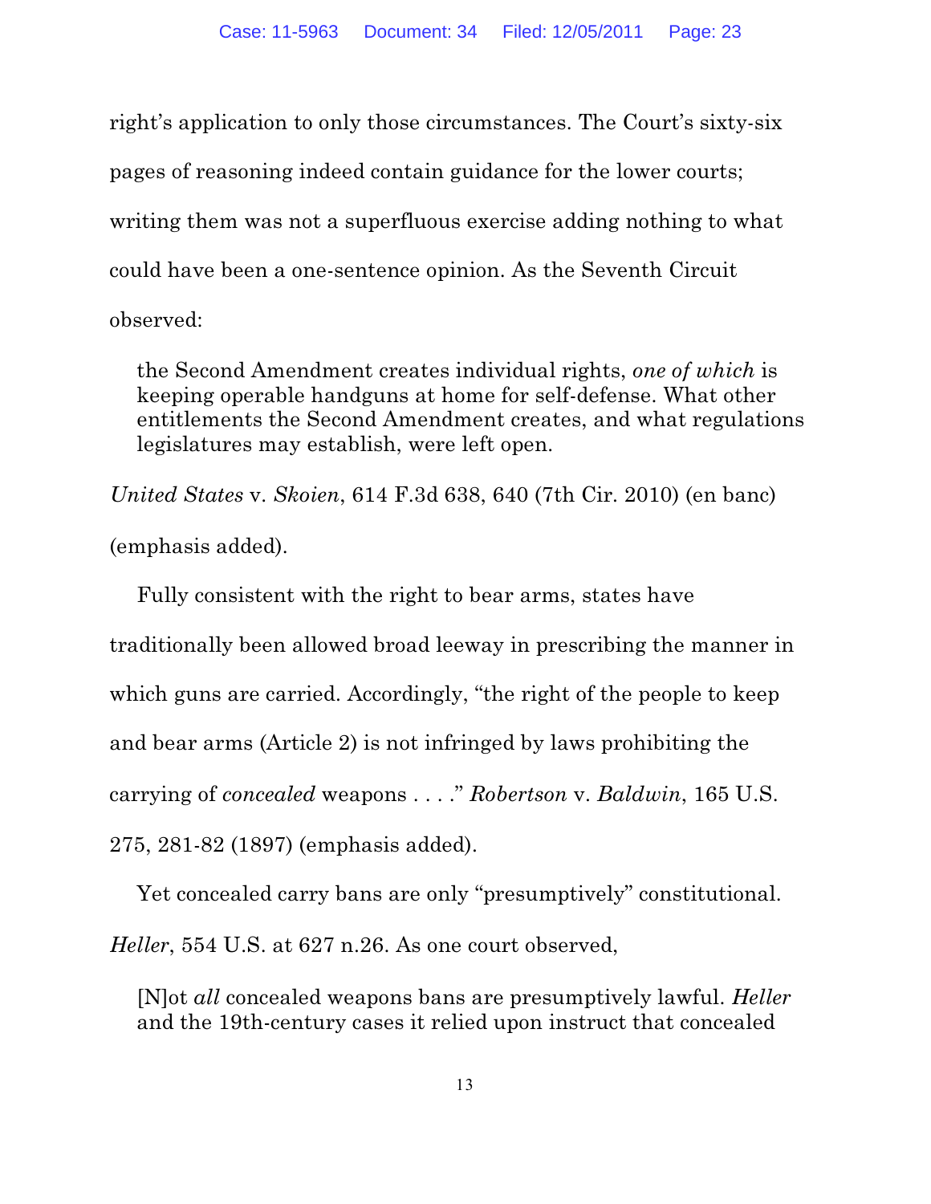right's application to only those circumstances. The Court's sixty-six pages of reasoning indeed contain guidance for the lower courts; writing them was not a superfluous exercise adding nothing to what could have been a one-sentence opinion. As the Seventh Circuit observed:

> the Second Amendment creates individual rights, *one of which* is keeping operable handguns at home for self-defense. What other entitlements the Second Amendment creates, and what regulations legislatures may establish, were left open.

*United States* v. *Skoien*, 614 F.3d 638, 640 (7th Cir. 2010) (en banc) (emphasis added).

Fully consistent with the right to bear arms, states have traditionally been allowed broad leeway in prescribing the manner in which guns are carried. Accordingly, "the right of the people to keep and bear arms (Article 2) is not infringed by laws prohibiting the carrying of *concealed* weapons . . . ." *Robertson* v. *Baldwin*, 165 U.S. 275, 281-82 (1897) (emphasis added).

Yet concealed carry bans are only "presumptively" constitutional. *Heller*, 554 U.S. at 627 n.26. As one court observed,

> [N]ot *all* concealed weapons bans are presumptively lawful. *Heller* and the 19th-century cases it relied upon instruct that concealed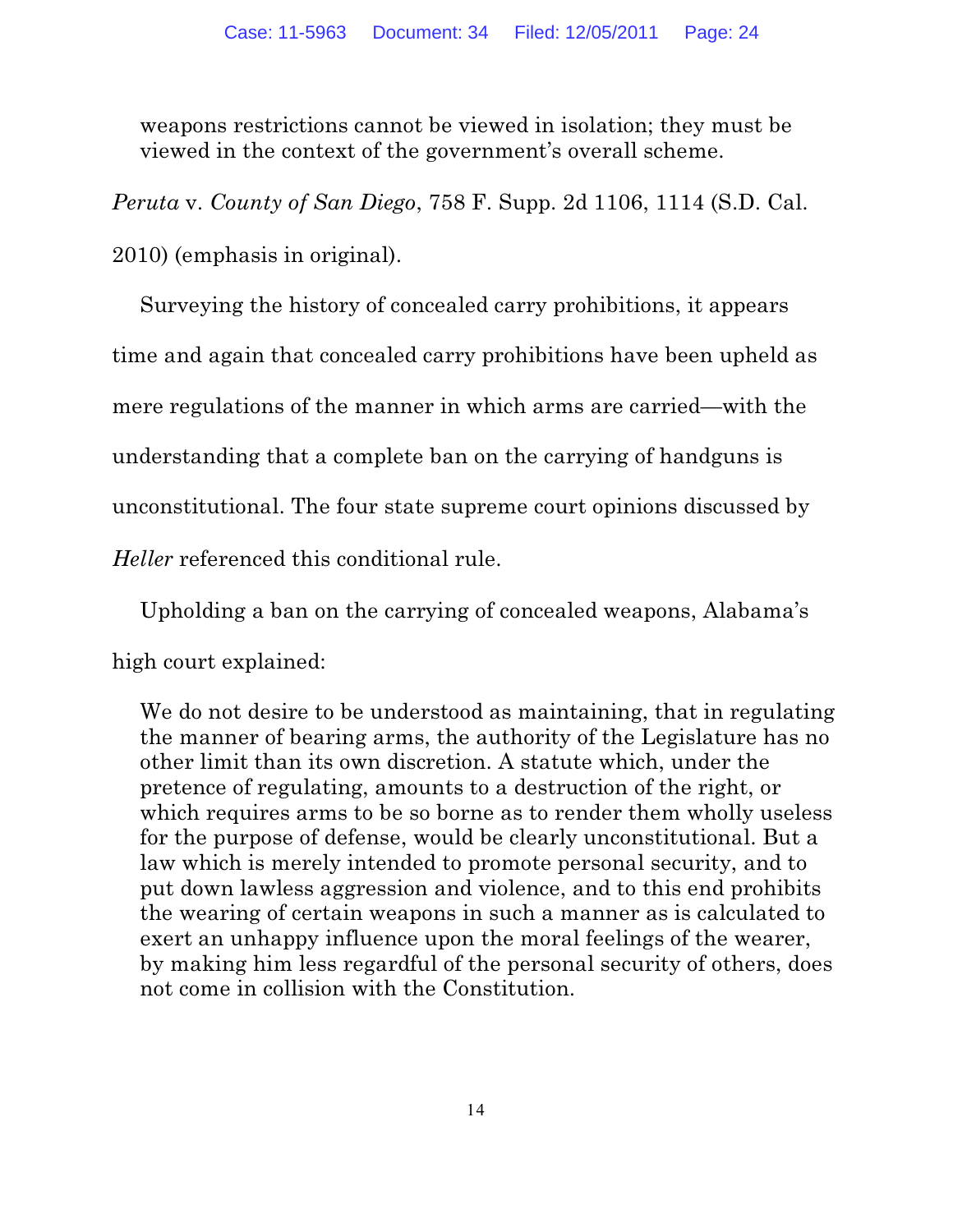> weapons restrictions cannot be viewed in isolation; they must be viewed in the context of the government's overall scheme.

*Peruta* v. *County of San Diego*, 758 F. Supp. 2d 1106, 1114 (S.D. Cal. 2010) (emphasis in original).

Surveying the history of concealed carry prohibitions, it appears time and again that concealed carry prohibitions have been upheld as mere regulations of the manner in which arms are carried—with the understanding that a complete ban on the carrying of handguns is unconstitutional. The four state supreme court opinions discussed by *Heller* referenced this conditional rule.

Upholding a ban on the carrying of concealed weapons, Alabama's high court explained:

> We do not desire to be understood as maintaining, that in regulating the manner of bearing arms, the authority of the Legislature has no other limit than its own discretion. A statute which, under the pretence of regulating, amounts to a destruction of the right, or which requires arms to be so borne as to render them wholly useless for the purpose of defense, would be clearly unconstitutional. But a law which is merely intended to promote personal security, and to put down lawless aggression and violence, and to this end prohibits the wearing of certain weapons in such a manner as is calculated to exert an unhappy influence upon the moral feelings of the wearer, by making him less regardful of the personal security of others, does not come in collision with the Constitution.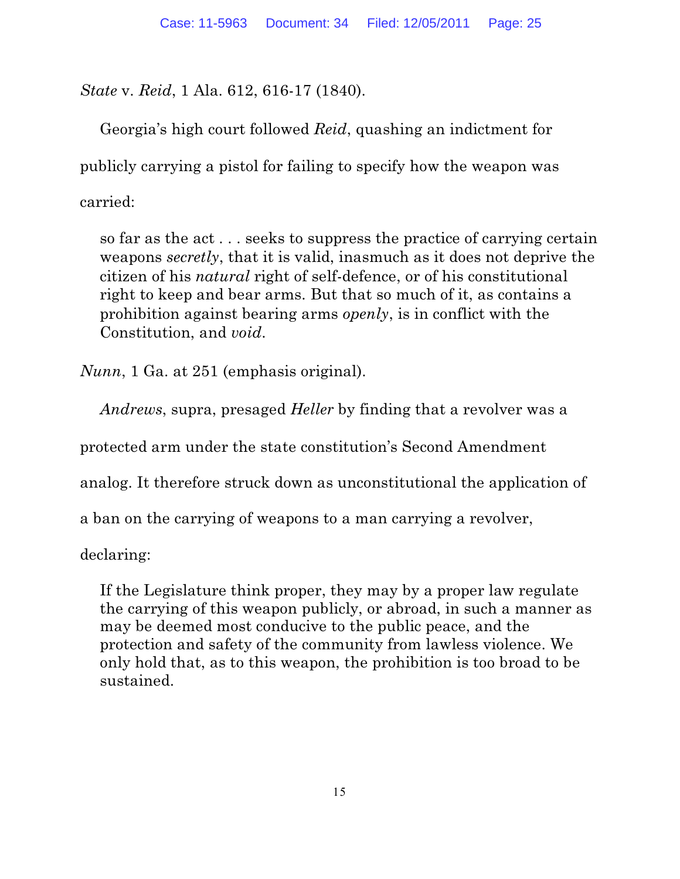*State* v. *Reid*, 1 Ala. 612, 616-17 (1840).

Georgia's high court followed *Reid*, quashing an indictment for publicly carrying a pistol for failing to specify how the weapon was carried:

> so far as the act . . . seeks to suppress the practice of carrying certain weapons *secretly*, that it is valid, inasmuch as it does not deprive the citizen of his *natural* right of self-defence, or of his constitutional right to keep and bear arms. But that so much of it, as contains a prohibition against bearing arms *openly*, is in conflict with the Constitution, and *void*.

*Nunn*, 1 Ga. at 251 (emphasis original).

*Andrews*, supra, presaged *Heller* by finding that a revolver was a protected arm under the state constitution's Second Amendment analog. It therefore struck down as unconstitutional the application of a ban on the carrying of weapons to a man carrying a revolver, declaring:

> If the Legislature think proper, they may by a proper law regulate the carrying of this weapon publicly, or abroad, in such a manner as may be deemed most conducive to the public peace, and the protection and safety of the community from lawless violence. We only hold that, as to this weapon, the prohibition is too broad to be sustained.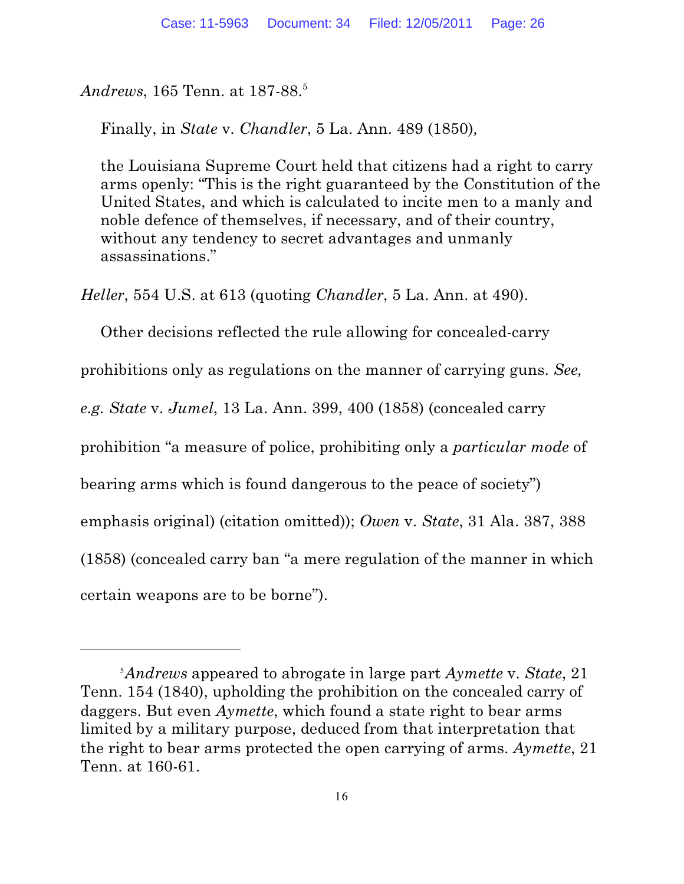*Andrews*, 165 Tenn. at 187-88.[5]

Finally, in *State* v. *Chandler*, 5 La. Ann. 489 (1850),

> the Louisiana Supreme Court held that citizens had a right to carry arms openly: "This is the right guaranteed by the Constitution of the United States, and which is calculated to incite men to a manly and noble defence of themselves, if necessary, and of their country, without any tendency to secret advantages and unmanly assassinations."

*Heller*, 554 U.S. at 613 (quoting *Chandler*, 5 La. Ann. at 490).

Other decisions reflected the rule allowing for concealed-carry prohibitions only as regulations on the manner of carrying guns. *See, e.g. State* v. *Jumel*, 13 La. Ann. 399, 400 (1858) (concealed carry prohibition "a measure of police, prohibiting only a *particular mode* of bearing arms which is found dangerous to the peace of society") emphasis original) (citation omitted)); *Owen* v. *State*, 31 Ala. 387, 388 (1858) (concealed carry ban "a mere regulation of the manner in which certain weapons are to be borne").

---

[5] *Andrews* appeared to abrogate in large part *Aymette* v. *State*, 21 Tenn. 154 (1840), upholding the prohibition on the concealed carry of daggers. But even *Aymette*, which found a state right to bear arms limited by a military purpose, deduced from that interpretation that the right to bear arms protected the open carrying of arms. *Aymette*, 21 Tenn. at 160-61.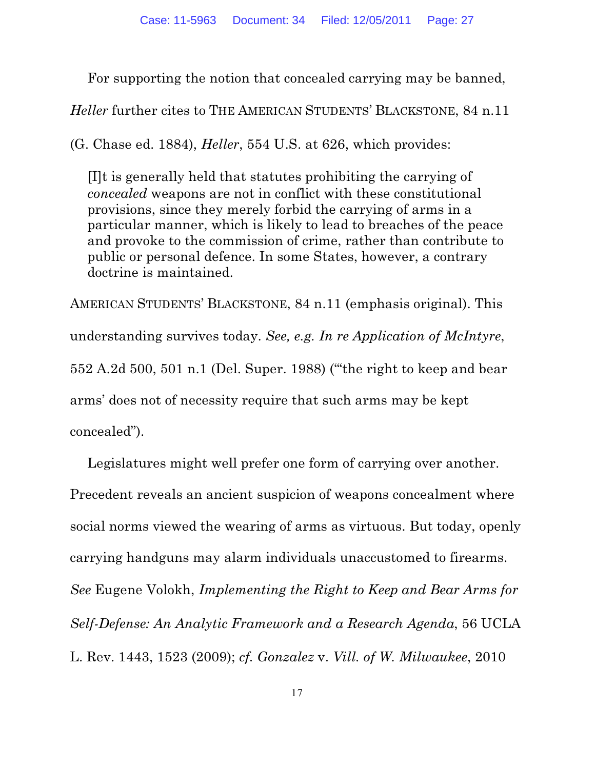For supporting the notion that concealed carrying may be banned, *Heller* further cites to THE AMERICAN STUDENTS' BLACKSTONE, 84 n.11 (G. Chase ed. 1884), *Heller*, 554 U.S. at 626, which provides:

> [I]t is generally held that statutes prohibiting the carrying of *concealed* weapons are not in conflict with these constitutional provisions, since they merely forbid the carrying of arms in a particular manner, which is likely to lead to breaches of the peace and provoke to the commission of crime, rather than contribute to public or personal defence. In some States, however, a contrary doctrine is maintained.

AMERICAN STUDENTS' BLACKSTONE, 84 n.11 (emphasis original). This understanding survives today. *See, e.g. In re Application of McIntyre*, 552 A.2d 500, 501 n.1 (Del. Super. 1988) ("'the right to keep and bear arms' does not of necessity require that such arms may be kept concealed").

Legislatures might well prefer one form of carrying over another. Precedent reveals an ancient suspicion of weapons concealment where social norms viewed the wearing of arms as virtuous. But today, openly carrying handguns may alarm individuals unaccustomed to firearms. *See* Eugene Volokh, *Implementing the Right to Keep and Bear Arms for Self-Defense: An Analytic Framework and a Research Agenda*, 56 UCLA L. Rev. 1443, 1523 (2009); *cf. Gonzalez* v. *Vill. of W. Milwaukee*, 2010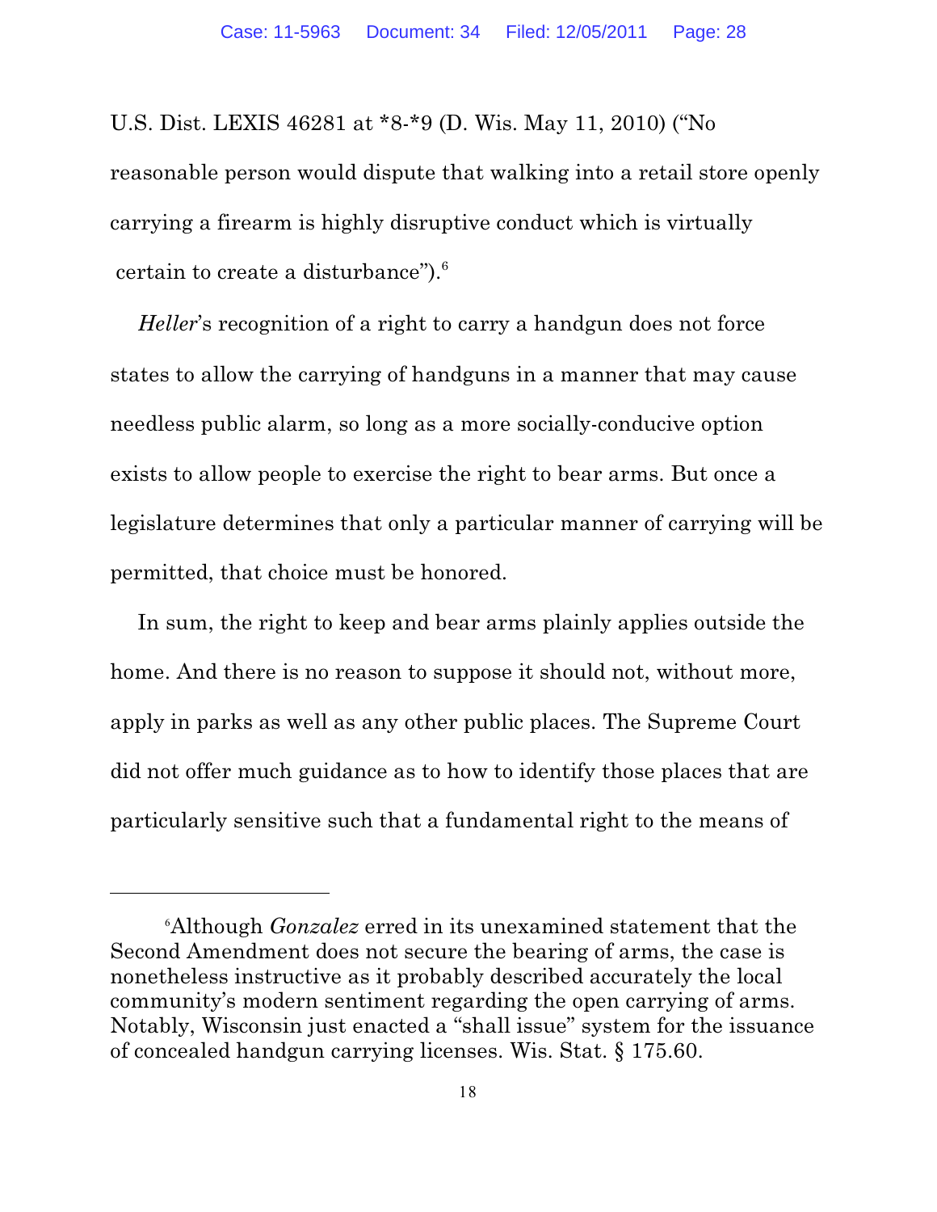U.S. Dist. LEXIS 46281 at *8-*9 (D. Wis. May 11, 2010) ("No reasonable person would dispute that walking into a retail store openly carrying a firearm is highly disruptive conduct which is virtually certain to create a disturbance").[6]

*Heller*'s recognition of a right to carry a handgun does not force states to allow the carrying of handguns in a manner that may cause needless public alarm, so long as a more socially-conducive option exists to allow people to exercise the right to bear arms. But once a legislature determines that only a particular manner of carrying will be permitted, that choice must be honored.

In sum, the right to keep and bear arms plainly applies outside the home. And there is no reason to suppose it should not, without more, apply in parks as well as any other public places. The Supreme Court did not offer much guidance as to how to identify those places that are particularly sensitive such that a fundamental right to the means of

---

[6] Although *Gonzalez* erred in its unexamined statement that the Second Amendment does not secure the bearing of arms, the case is nonetheless instructive as it probably described accurately the local community's modern sentiment regarding the open carrying of arms. Notably, Wisconsin just enacted a "shall issue" system for the issuance of concealed handgun carrying licenses. Wis. Stat. § 175.60.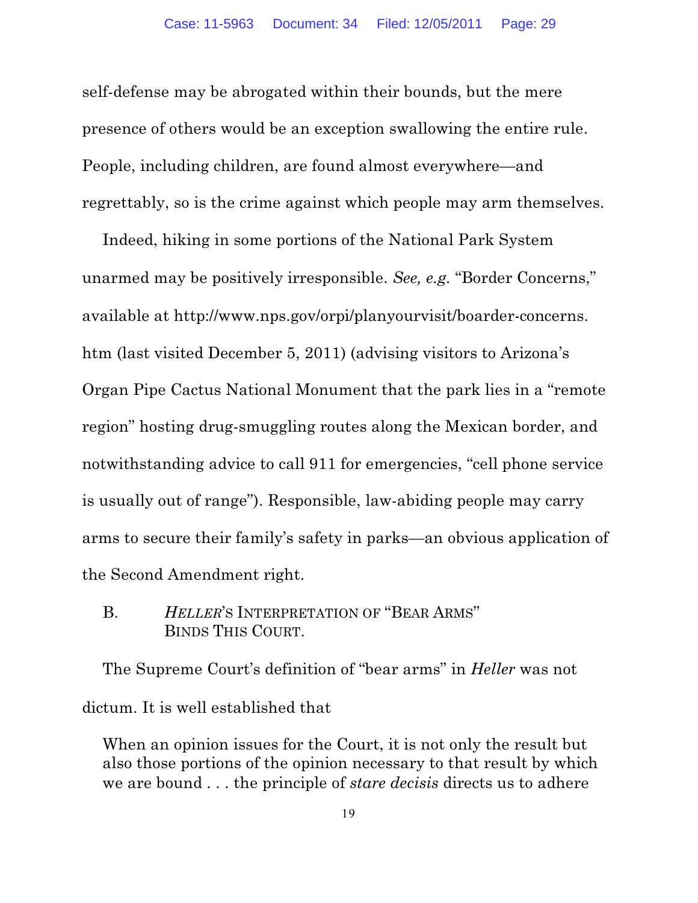self-defense may be abrogated within their bounds, but the mere presence of others would be an exception swallowing the entire rule. People, including children, are found almost everywhere—and regrettably, so is the crime against which people may arm themselves.

Indeed, hiking in some portions of the National Park System unarmed may be positively irresponsible. *See, e.g.* "Border Concerns," available at http://www.nps.gov/orpi/planyourvisit/boarder-concerns.htm (last visited December 5, 2011) (advising visitors to Arizona's Organ Pipe Cactus National Monument that the park lies in a "remote region" hosting drug-smuggling routes along the Mexican border, and notwithstanding advice to call 911 for emergencies, "cell phone service is usually out of range"). Responsible, law-abiding people may carry arms to secure their family's safety in parks—an obvious application of the Second Amendment right.

### B. *HELLER*'S INTERPRETATION OF "BEAR ARMS" BINDS THIS COURT.

The Supreme Court's definition of "bear arms" in *Heller* was not dictum. It is well established that

> When an opinion issues for the Court, it is not only the result but also those portions of the opinion necessary to that result by which we are bound . . . the principle of *stare decisis* directs us to adhere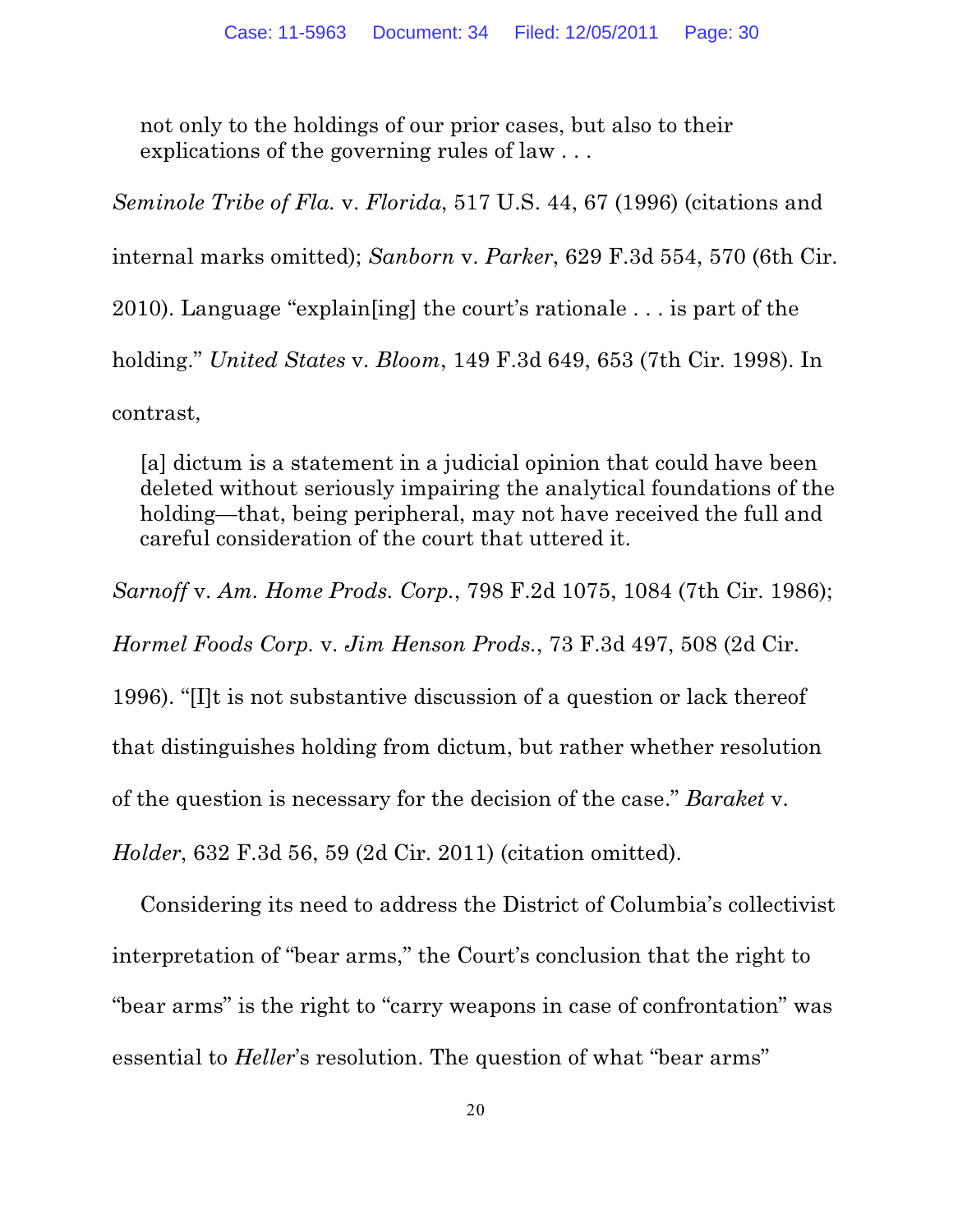> not only to the holdings of our prior cases, but also to their explications of the governing rules of law . . .

*Seminole Tribe of Fla.* v. *Florida*, 517 U.S. 44, 67 (1996) (citations and internal marks omitted); *Sanborn* v. *Parker*, 629 F.3d 554, 570 (6th Cir. 2010). Language "explain[ing] the court's rationale . . . is part of the holding." *United States* v. *Bloom*, 149 F.3d 649, 653 (7th Cir. 1998). In contrast,

> [a] dictum is a statement in a judicial opinion that could have been deleted without seriously impairing the analytical foundations of the holding—that, being peripheral, may not have received the full and careful consideration of the court that uttered it.

*Sarnoff* v. *Am. Home Prods. Corp.*, 798 F.2d 1075, 1084 (7th Cir. 1986); *Hormel Foods Corp.* v. *Jim Henson Prods.*, 73 F.3d 497, 508 (2d Cir. 1996). "[I]t is not substantive discussion of a question or lack thereof that distinguishes holding from dictum, but rather whether resolution of the question is necessary for the decision of the case." *Baraket* v. *Holder*, 632 F.3d 56, 59 (2d Cir. 2011) (citation omitted).

Considering its need to address the District of Columbia's collectivist interpretation of "bear arms," the Court's conclusion that the right to "bear arms" is the right to "carry weapons in case of confrontation" was essential to *Heller*'s resolution. The question of what "bear arms"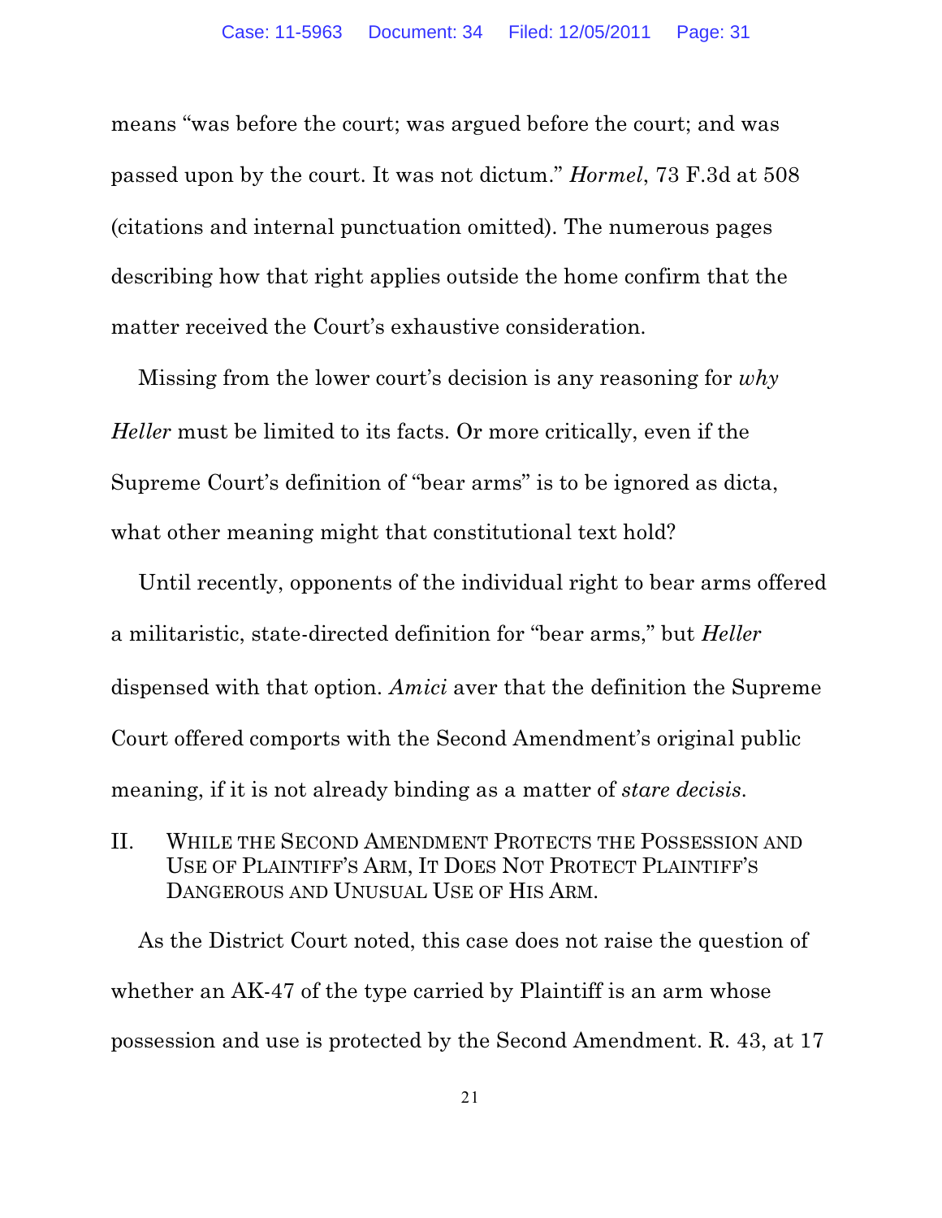means "was before the court; was argued before the court; and was passed upon by the court. It was not dictum." *Hormel*, 73 F.3d at 508 (citations and internal punctuation omitted). The numerous pages describing how that right applies outside the home confirm that the matter received the Court's exhaustive consideration.

Missing from the lower court's decision is any reasoning for *why* *Heller* must be limited to its facts. Or more critically, even if the Supreme Court's definition of "bear arms" is to be ignored as dicta, what other meaning might that constitutional text hold?

Until recently, opponents of the individual right to bear arms offered a militaristic, state-directed definition for "bear arms," but *Heller* dispensed with that option. *Amici* aver that the definition the Supreme Court offered comports with the Second Amendment's original public meaning, if it is not already binding as a matter of *stare decisis*.

## II. WHILE THE SECOND AMENDMENT PROTECTS THE POSSESSION AND USE OF PLAINTIFF'S ARM, IT DOES NOT PROTECT PLAINTIFF'S DANGEROUS AND UNUSUAL USE OF HIS ARM.

As the District Court noted, this case does not raise the question of whether an AK-47 of the type carried by Plaintiff is an arm whose possession and use is protected by the Second Amendment. R. 43, at 17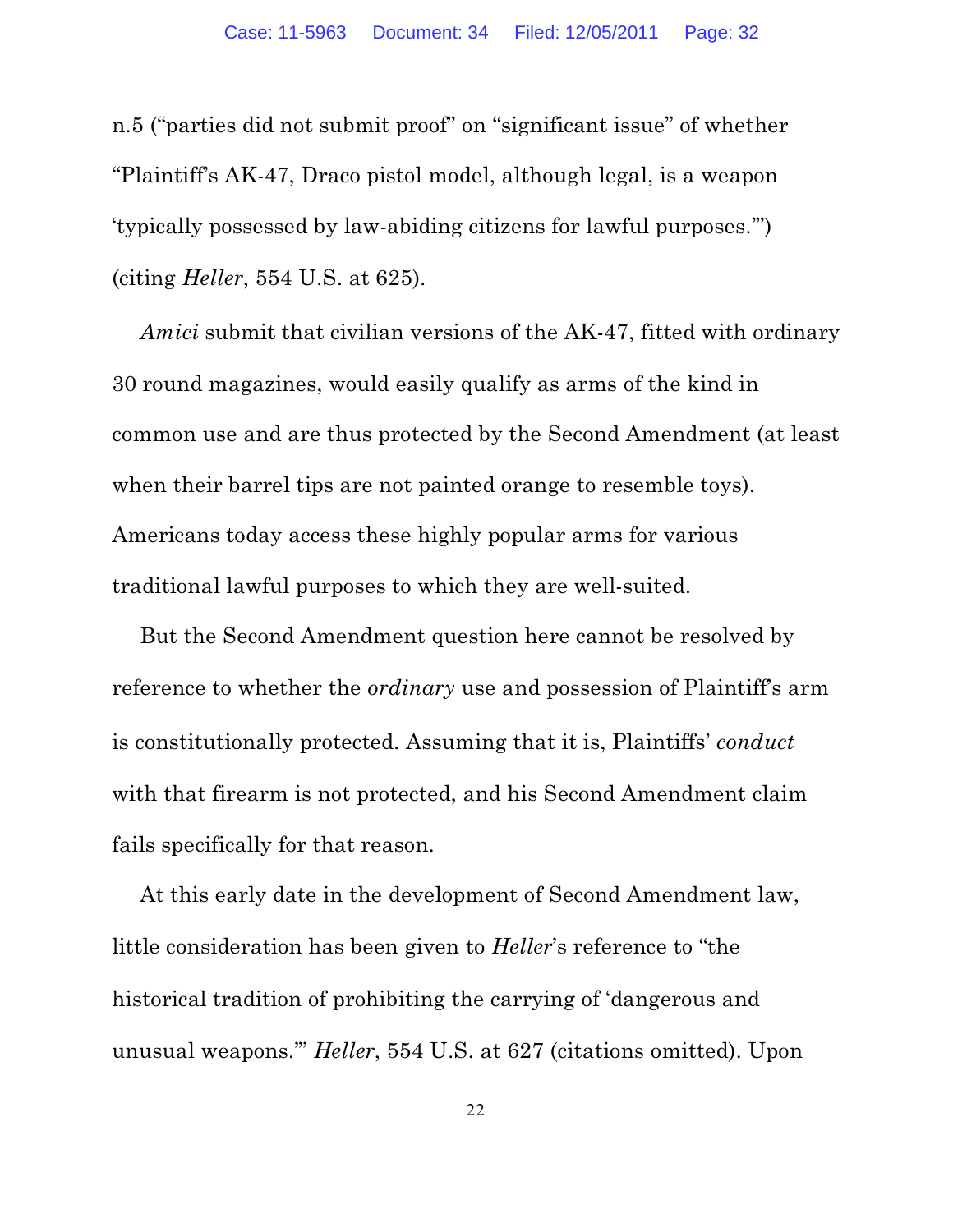n.5 ("parties did not submit proof" on "significant issue" of whether "Plaintiff's AK-47, Draco pistol model, although legal, is a weapon 'typically possessed by law-abiding citizens for lawful purposes.'") (citing *Heller*, 554 U.S. at 625).

*Amici* submit that civilian versions of the AK-47, fitted with ordinary 30 round magazines, would easily qualify as arms of the kind in common use and are thus protected by the Second Amendment (at least when their barrel tips are not painted orange to resemble toys). Americans today access these highly popular arms for various traditional lawful purposes to which they are well-suited.

But the Second Amendment question here cannot be resolved by reference to whether the *ordinary* use and possession of Plaintiff's arm is constitutionally protected. Assuming that it is, Plaintiffs' *conduct* with that firearm is not protected, and his Second Amendment claim fails specifically for that reason.

At this early date in the development of Second Amendment law, little consideration has been given to *Heller*'s reference to "the historical tradition of prohibiting the carrying of 'dangerous and unusual weapons.'" *Heller*, 554 U.S. at 627 (citations omitted). Upon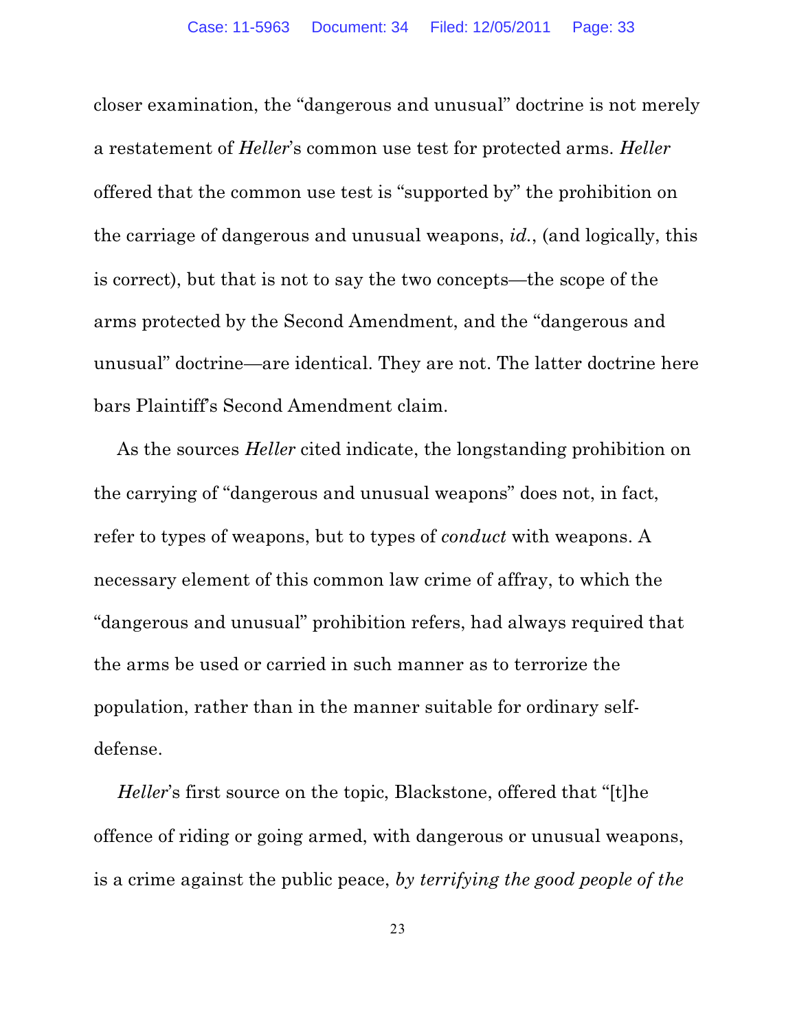closer examination, the "dangerous and unusual" doctrine is not merely a restatement of *Heller*'s common use test for protected arms. *Heller* offered that the common use test is "supported by" the prohibition on the carriage of dangerous and unusual weapons, *id.*, (and logically, this is correct), but that is not to say the two concepts—the scope of the arms protected by the Second Amendment, and the "dangerous and unusual" doctrine—are identical. They are not. The latter doctrine here bars Plaintiff's Second Amendment claim.

As the sources *Heller* cited indicate, the longstanding prohibition on the carrying of "dangerous and unusual weapons" does not, in fact, refer to types of weapons, but to types of *conduct* with weapons. A necessary element of this common law crime of affray, to which the "dangerous and unusual" prohibition refers, had always required that the arms be used or carried in such manner as to terrorize the population, rather than in the manner suitable for ordinary self-defense.

*Heller*'s first source on the topic, Blackstone, offered that "[t]he offence of riding or going armed, with dangerous or unusual weapons, is a crime against the public peace, *by terrifying the good people of the*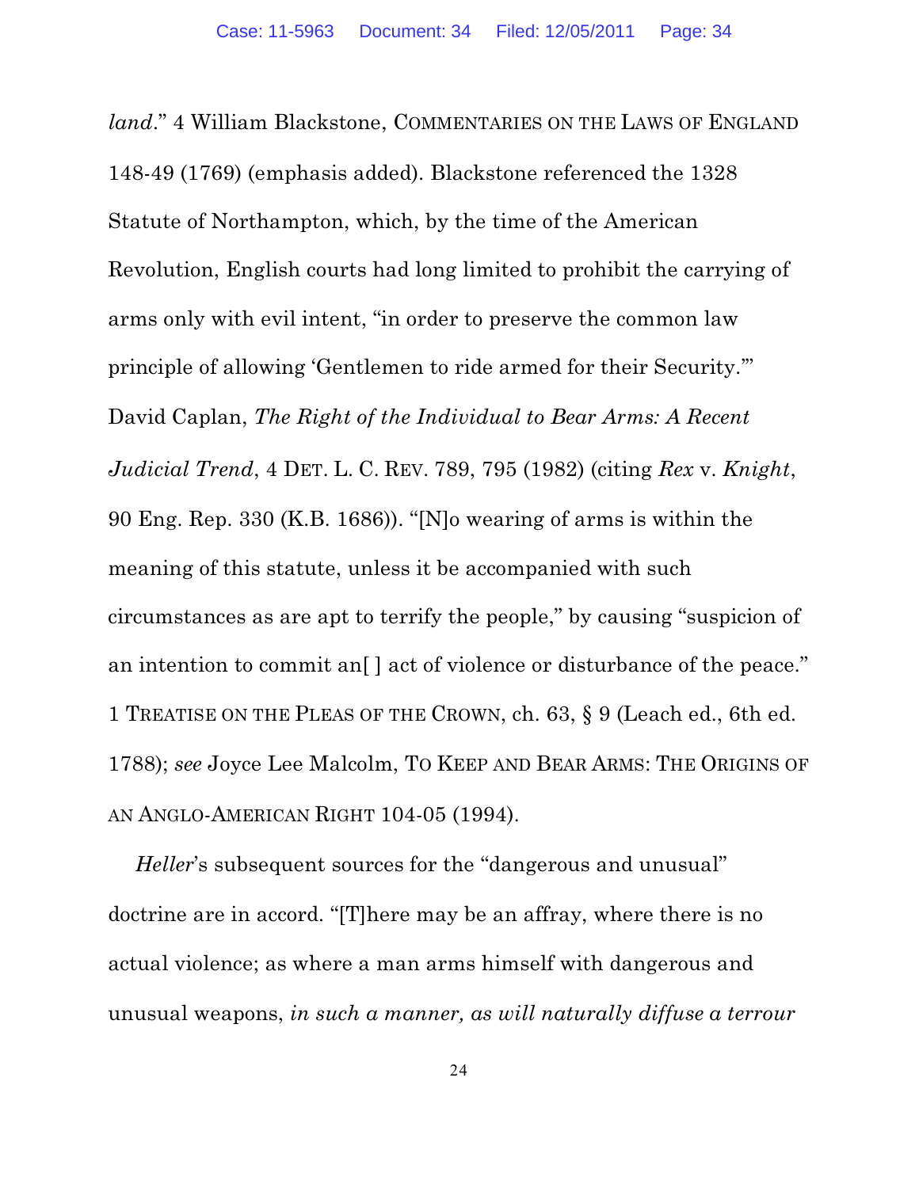*land*." 4 William Blackstone, COMMENTARIES ON THE LAWS OF ENGLAND 148-49 (1769) (emphasis added). Blackstone referenced the 1328 Statute of Northampton, which, by the time of the American Revolution, English courts had long limited to prohibit the carrying of arms only with evil intent, "in order to preserve the common law principle of allowing 'Gentlemen to ride armed for their Security.'" David Caplan, *The Right of the Individual to Bear Arms: A Recent Judicial Trend*, 4 DET. L. C. REV. 789, 795 (1982) (citing *Rex* v. *Knight*, 90 Eng. Rep. 330 (K.B. 1686)). "[N]o wearing of arms is within the meaning of this statute, unless it be accompanied with such circumstances as are apt to terrify the people," by causing "suspicion of an intention to commit an[ ] act of violence or disturbance of the peace." 1 TREATISE ON THE PLEAS OF THE CROWN, ch. 63, § 9 (Leach ed., 6th ed. 1788); *see* Joyce Lee Malcolm, TO KEEP AND BEAR ARMS: THE ORIGINS OF AN ANGLO-AMERICAN RIGHT 104-05 (1994).

*Heller*'s subsequent sources for the "dangerous and unusual" doctrine are in accord. "[T]here may be an affray, where there is no actual violence; as where a man arms himself with dangerous and unusual weapons, *in such a manner, as will naturally diffuse a terrour*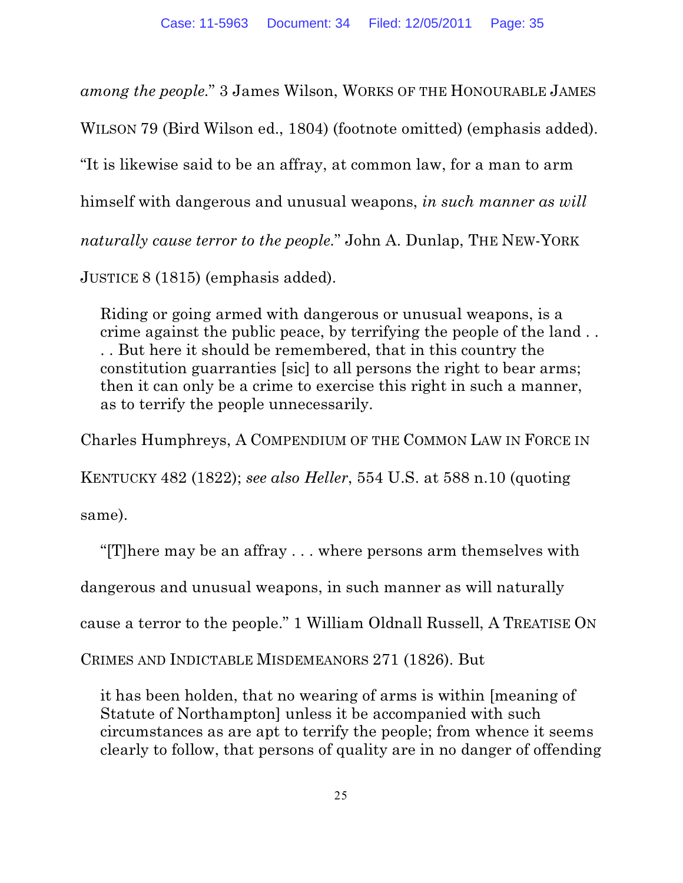*among the people*." 3 James Wilson, WORKS OF THE HONOURABLE JAMES WILSON 79 (Bird Wilson ed., 1804) (footnote omitted) (emphasis added). "It is likewise said to be an affray, at common law, for a man to arm himself with dangerous and unusual weapons, *in such manner as will naturally cause terror to the people*." John A. Dunlap, THE NEW-YORK JUSTICE 8 (1815) (emphasis added).

> Riding or going armed with dangerous or unusual weapons, is a crime against the public peace, by terrifying the people of the land . . . . But here it should be remembered, that in this country the constitution guarranties [sic] to all persons the right to bear arms; then it can only be a crime to exercise this right in such a manner, as to terrify the people unnecessarily.

Charles Humphreys, A COMPENDIUM OF THE COMMON LAW IN FORCE IN KENTUCKY 482 (1822); *see also Heller*, 554 U.S. at 588 n.10 (quoting same).

"[T]here may be an affray . . . where persons arm themselves with dangerous and unusual weapons, in such manner as will naturally cause a terror to the people." 1 William Oldnall Russell, A TREATISE ON CRIMES AND INDICTABLE MISDEMEANORS 271 (1826). But

> it has been holden, that no wearing of arms is within [meaning of Statute of Northampton] unless it be accompanied with such circumstances as are apt to terrify the people; from whence it seems clearly to follow, that persons of quality are in no danger of offending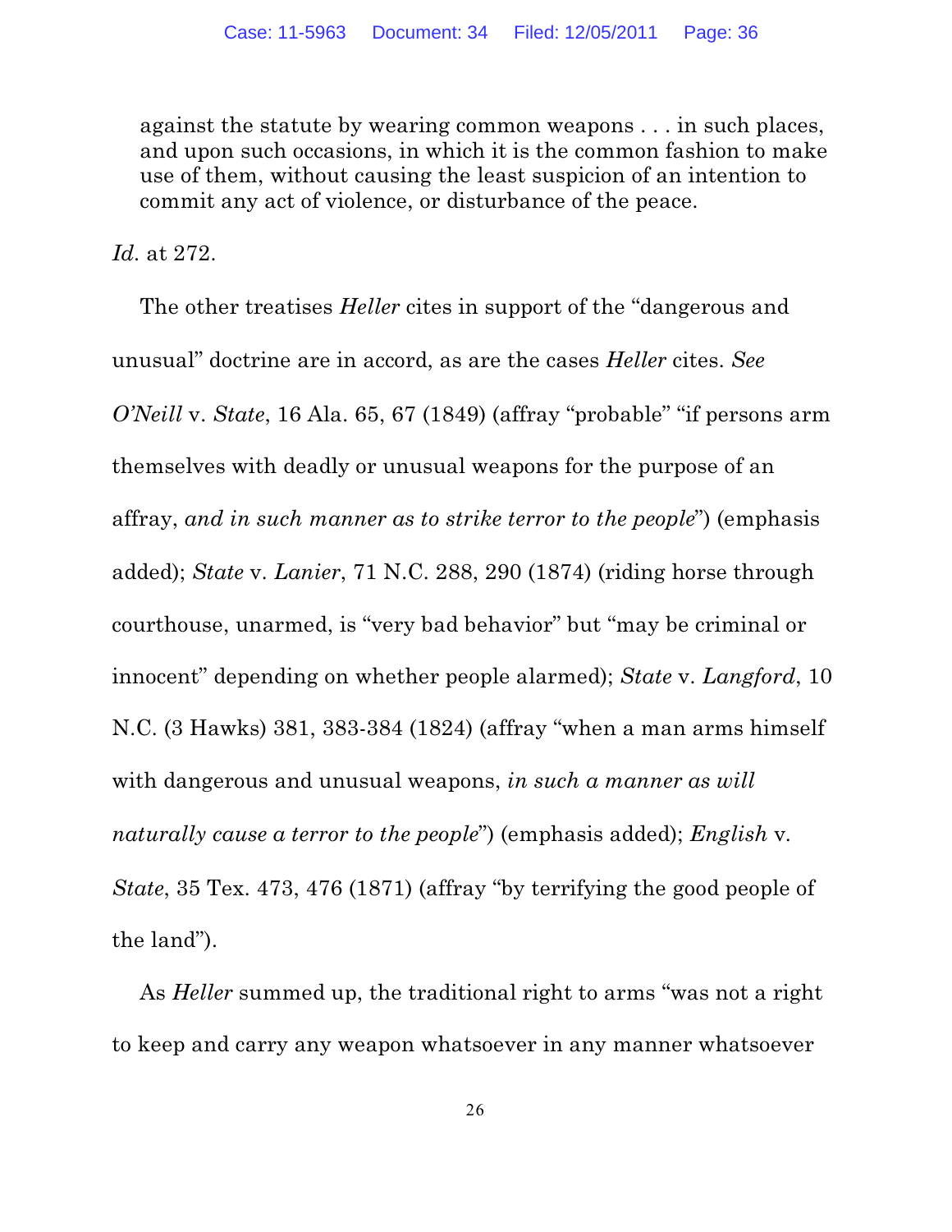> against the statute by wearing common weapons . . . in such places, and upon such occasions, in which it is the common fashion to make use of them, without causing the least suspicion of an intention to commit any act of violence, or disturbance of the peace.

*Id.* at 272.

The other treatises *Heller* cites in support of the "dangerous and unusual" doctrine are in accord, as are the cases *Heller* cites. *See O'Neill* v. *State*, 16 Ala. 65, 67 (1849) (affray "probable" "if persons arm themselves with deadly or unusual weapons for the purpose of an affray, *and in such manner as to strike terror to the people*") (emphasis added); *State* v. *Lanier*, 71 N.C. 288, 290 (1874) (riding horse through courthouse, unarmed, is "very bad behavior" but "may be criminal or innocent" depending on whether people alarmed); *State* v. *Langford*, 10 N.C. (3 Hawks) 381, 383-384 (1824) (affray "when a man arms himself with dangerous and unusual weapons, *in such a manner as will naturally cause a terror to the people*") (emphasis added); *English* v. *State*, 35 Tex. 473, 476 (1871) (affray "by terrifying the good people of the land").

As *Heller* summed up, the traditional right to arms "was not a right to keep and carry any weapon whatsoever in any manner whatsoever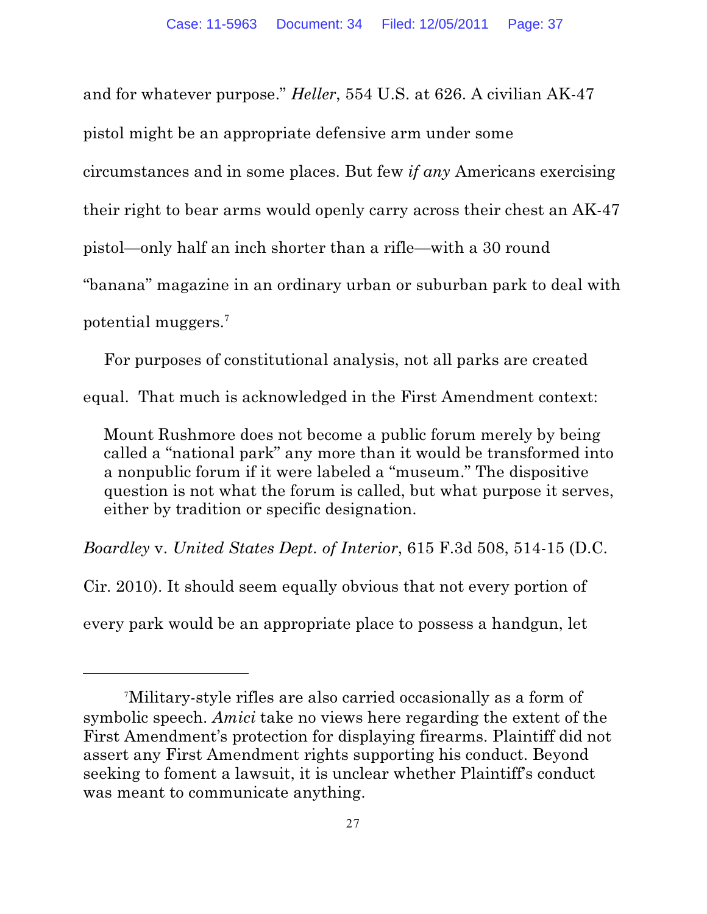and for whatever purpose." *Heller*, 554 U.S. at 626. A civilian AK-47 pistol might be an appropriate defensive arm under some circumstances and in some places. But few *if any* Americans exercising their right to bear arms would openly carry across their chest an AK-47 pistol—only half an inch shorter than a rifle—with a 30 round "banana" magazine in an ordinary urban or suburban park to deal with potential muggers.[7]

For purposes of constitutional analysis, not all parks are created equal. That much is acknowledged in the First Amendment context:

> Mount Rushmore does not become a public forum merely by being called a "national park" any more than it would be transformed into a nonpublic forum if it were labeled a "museum." The dispositive question is not what the forum is called, but what purpose it serves, either by tradition or specific designation.

*Boardley* v. *United States Dept. of Interior*, 615 F.3d 508, 514-15 (D.C. Cir. 2010). It should seem equally obvious that not every portion of every park would be an appropriate place to possess a handgun, let

---

[7] Military-style rifles are also carried occasionally as a form of symbolic speech. *Amici* take no views here regarding the extent of the First Amendment's protection for displaying firearms. Plaintiff did not assert any First Amendment rights supporting his conduct. Beyond seeking to foment a lawsuit, it is unclear whether Plaintiff's conduct was meant to communicate anything.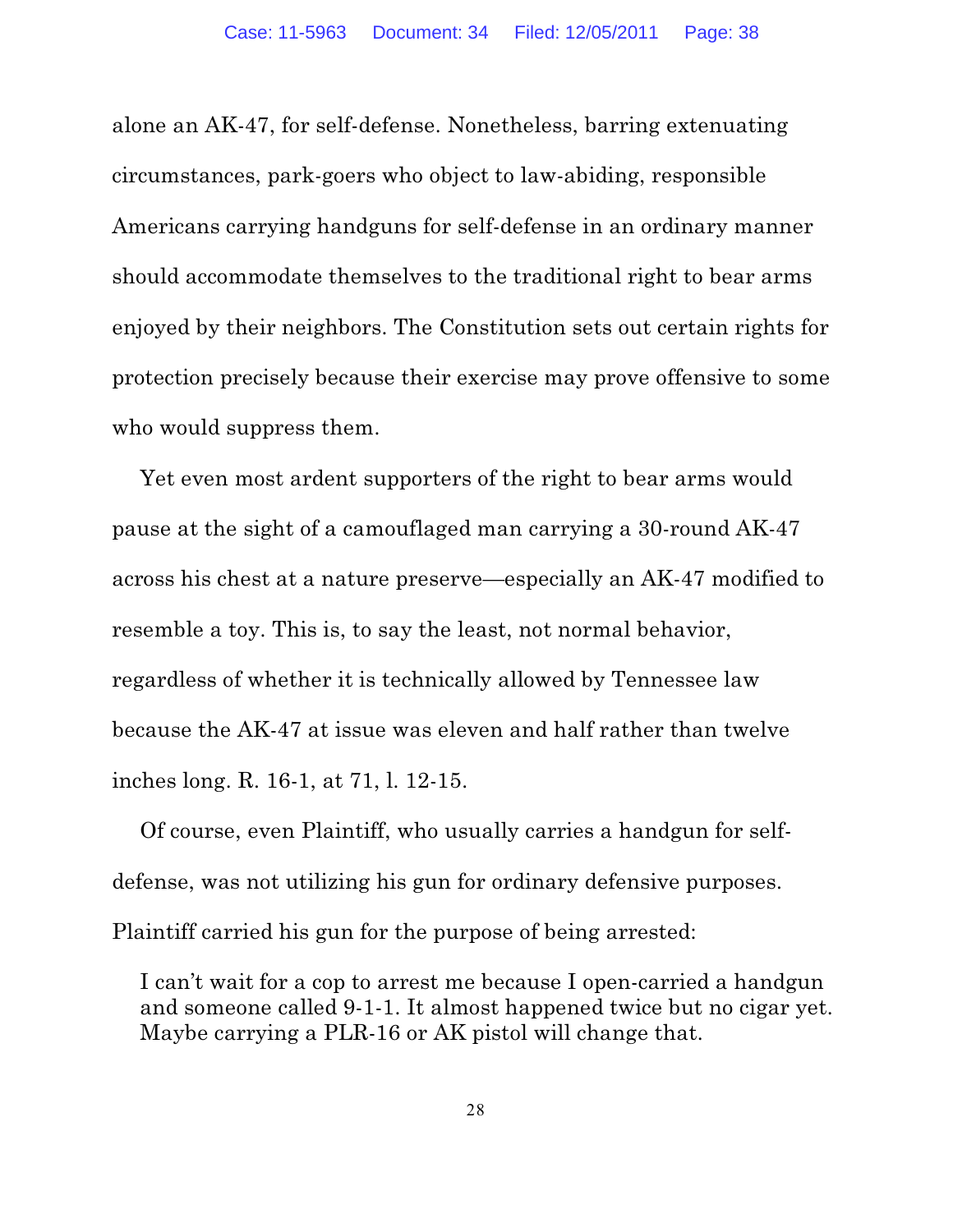alone an AK-47, for self-defense. Nonetheless, barring extenuating circumstances, park-goers who object to law-abiding, responsible Americans carrying handguns for self-defense in an ordinary manner should accommodate themselves to the traditional right to bear arms enjoyed by their neighbors. The Constitution sets out certain rights for protection precisely because their exercise may prove offensive to some who would suppress them.

Yet even most ardent supporters of the right to bear arms would pause at the sight of a camouflaged man carrying a 30-round AK-47 across his chest at a nature preserve—especially an AK-47 modified to resemble a toy. This is, to say the least, not normal behavior, regardless of whether it is technically allowed by Tennessee law because the AK-47 at issue was eleven and half rather than twelve inches long. R. 16-1, at 71, l. 12-15.

Of course, even Plaintiff, who usually carries a handgun for self-defense, was not utilizing his gun for ordinary defensive purposes. Plaintiff carried his gun for the purpose of being arrested:

> I can't wait for a cop to arrest me because I open-carried a handgun and someone called 9-1-1. It almost happened twice but no cigar yet. Maybe carrying a PLR-16 or AK pistol will change that.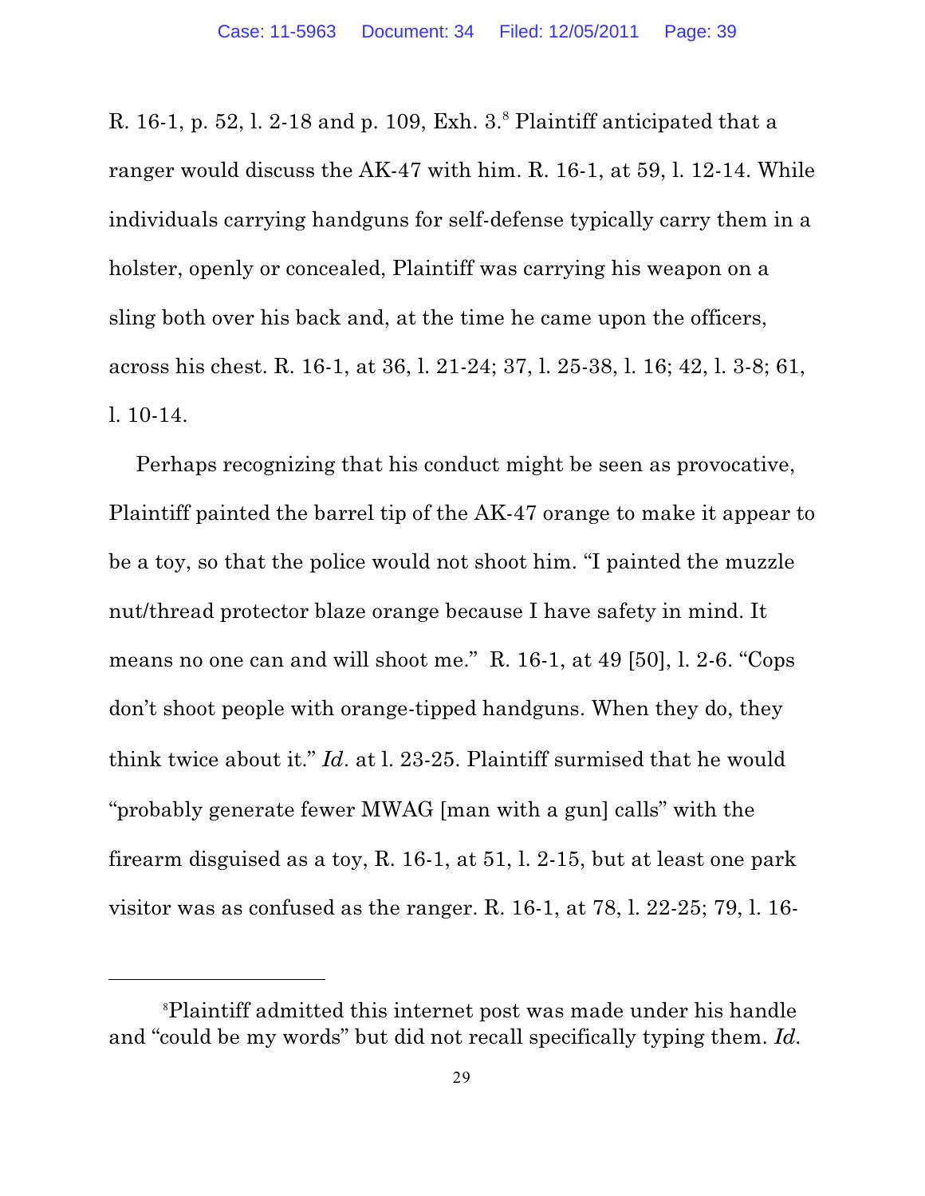R. 16-1, p. 52, l. 2-18 and p. 109, Exh. 3.[8] Plaintiff anticipated that a ranger would discuss the AK-47 with him. R. 16-1, at 59, l. 12-14. While individuals carrying handguns for self-defense typically carry them in a holster, openly or concealed, Plaintiff was carrying his weapon on a sling both over his back and, at the time he came upon the officers, across his chest. R. 16-1, at 36, l. 21-24; 37, l. 25-38, l. 16; 42, l. 3-8; 61, l. 10-14.

Perhaps recognizing that his conduct might be seen as provocative, Plaintiff painted the barrel tip of the AK-47 orange to make it appear to be a toy, so that the police would not shoot him. "I painted the muzzle nut/thread protector blaze orange because I have safety in mind. It means no one can and will shoot me." R. 16-1, at 49 [50], l. 2-6. "Cops don't shoot people with orange-tipped handguns. When they do, they think twice about it." *Id*. at l. 23-25. Plaintiff surmised that he would "probably generate fewer MWAG [man with a gun] calls" with the firearm disguised as a toy, R. 16-1, at 51, l. 2-15, but at least one park visitor was as confused as the ranger. R. 16-1, at 78, l. 22-25; 79, l. 16-

---

[8]Plaintiff admitted this internet post was made under his handle and "could be my words" but did not recall specifically typing them. *Id*.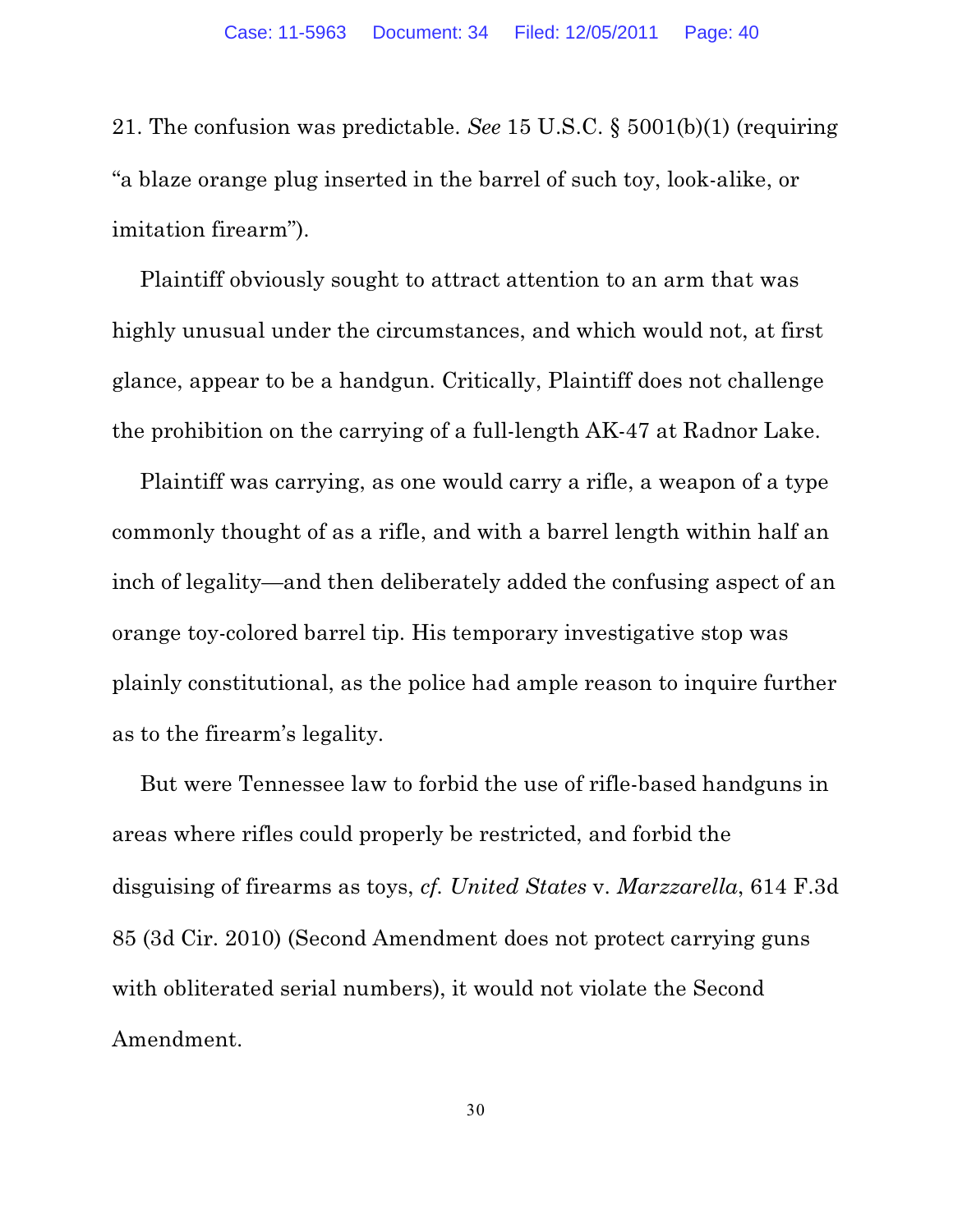21. The confusion was predictable. *See* 15 U.S.C. § 5001(b)(1) (requiring "a blaze orange plug inserted in the barrel of such toy, look-alike, or imitation firearm").

Plaintiff obviously sought to attract attention to an arm that was highly unusual under the circumstances, and which would not, at first glance, appear to be a handgun. Critically, Plaintiff does not challenge the prohibition on the carrying of a full-length AK-47 at Radnor Lake.

Plaintiff was carrying, as one would carry a rifle, a weapon of a type commonly thought of as a rifle, and with a barrel length within half an inch of legality—and then deliberately added the confusing aspect of an orange toy-colored barrel tip. His temporary investigative stop was plainly constitutional, as the police had ample reason to inquire further as to the firearm's legality.

But were Tennessee law to forbid the use of rifle-based handguns in areas where rifles could properly be restricted, and forbid the disguising of firearms as toys, *cf. United States* v. *Marzzarella*, 614 F.3d 85 (3d Cir. 2010) (Second Amendment does not protect carrying guns with obliterated serial numbers), it would not violate the Second Amendment.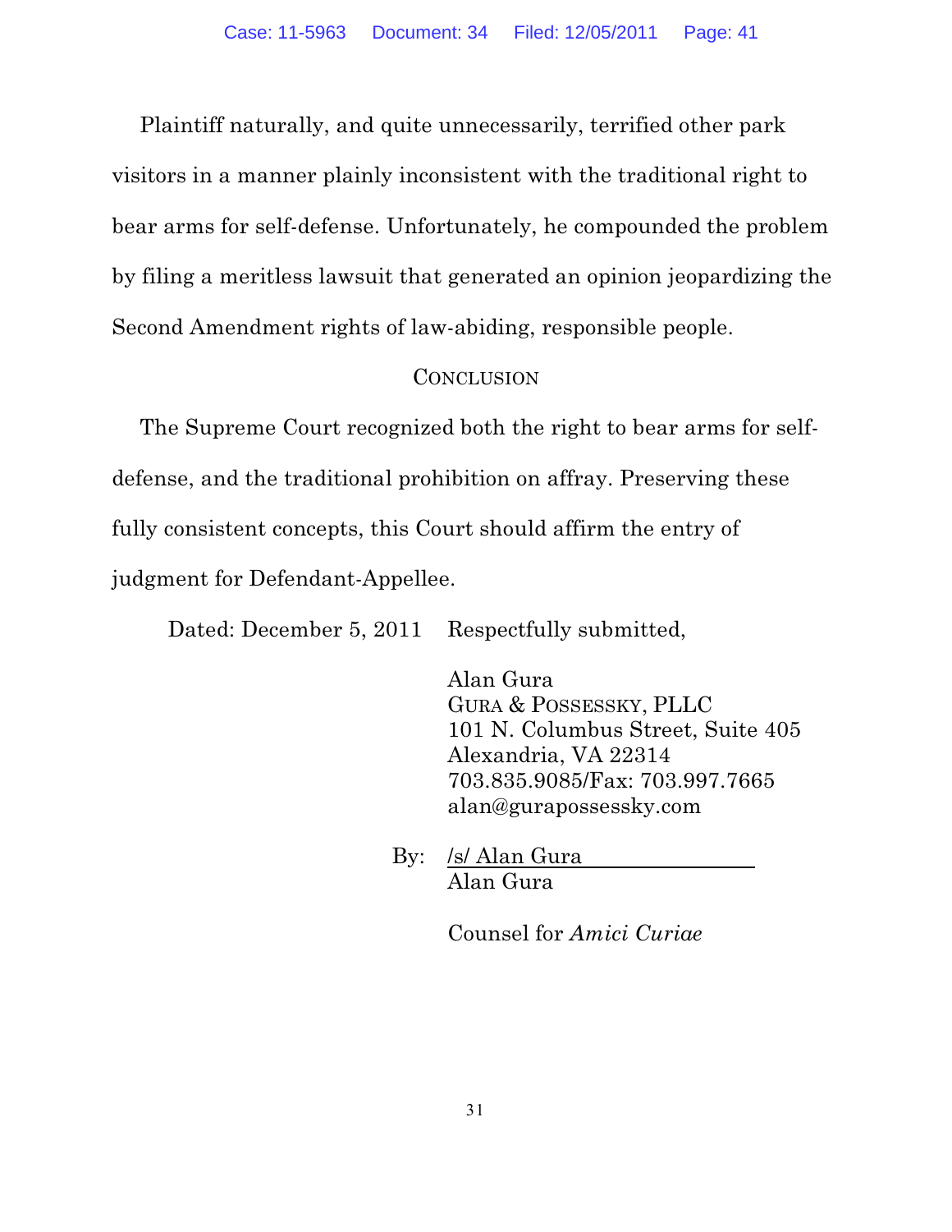Plaintiff naturally, and quite unnecessarily, terrified other park visitors in a manner plainly inconsistent with the traditional right to bear arms for self-defense. Unfortunately, he compounded the problem by filing a meritless lawsuit that generated an opinion jeopardizing the Second Amendment rights of law-abiding, responsible people.

## CONCLUSION

The Supreme Court recognized both the right to bear arms for self-defense, and the traditional prohibition on affray. Preserving these fully consistent concepts, this Court should affirm the entry of judgment for Defendant-Appellee.

Dated: December 5, 2011 Respectfully submitted,

Alan Gura
GURA & POSSESSKY, PLLC
101 N. Columbus Street, Suite 405
Alexandria, VA 22314
703.835.9085/Fax: 703.997.7665
alan@gurapossessky.com

By: /s/ Alan Gura
Alan Gura

Counsel for *Amici Curiae*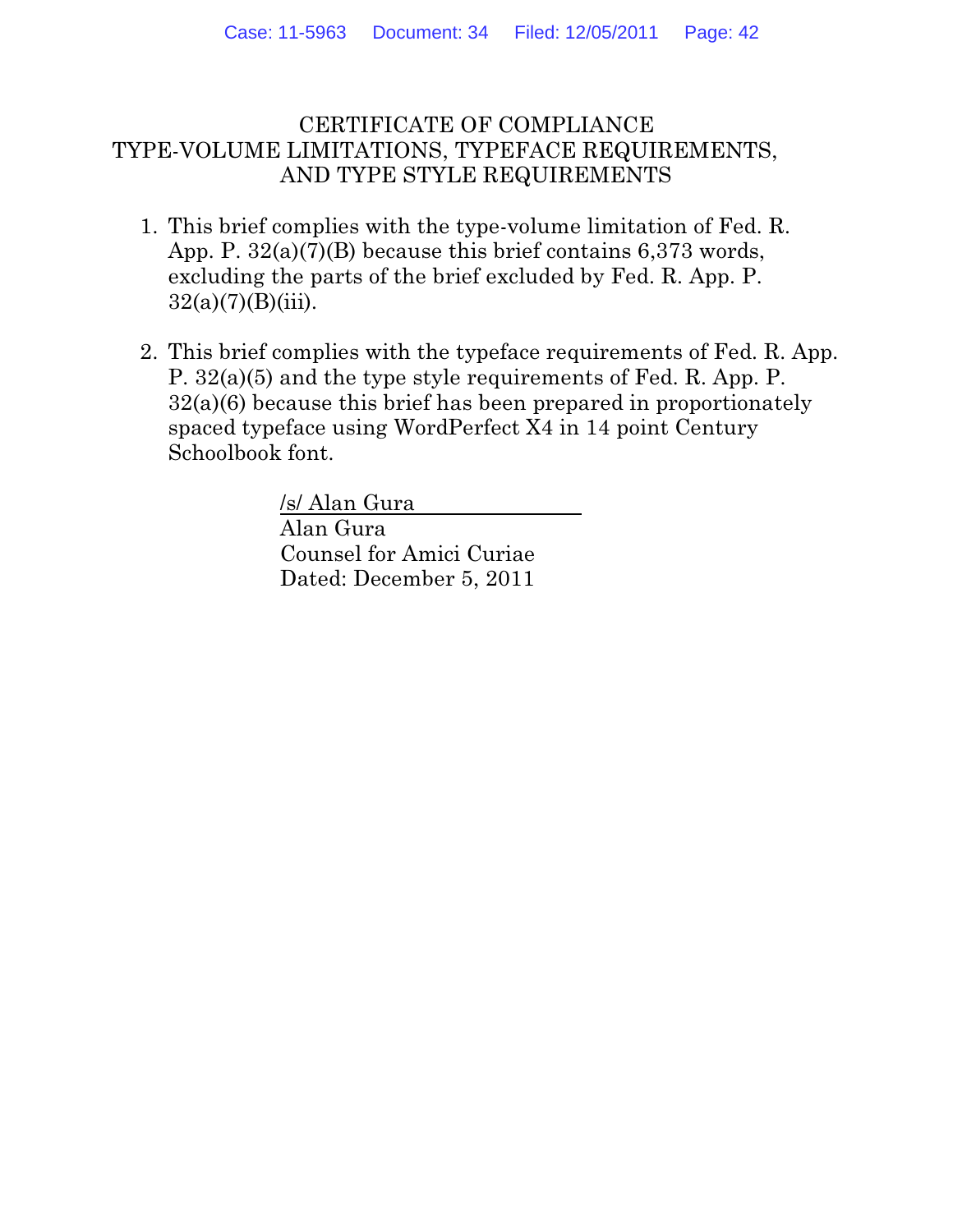# CERTIFICATE OF COMPLIANCE
# TYPE-VOLUME LIMITATIONS, TYPEFACE REQUIREMENTS, AND TYPE STYLE REQUIREMENTS

1. This brief complies with the type-volume limitation of Fed. R. App. P. 32(a)(7)(B) because this brief contains 6,373 words, excluding the parts of the brief excluded by Fed. R. App. P. 32(a)(7)(B)(iii).

2. This brief complies with the typeface requirements of Fed. R. App. P. 32(a)(5) and the type style requirements of Fed. R. App. P. 32(a)(6) because this brief has been prepared in proportionately spaced typeface using WordPerfect X4 in 14 point Century Schoolbook font.

/s/ Alan Gura
Alan Gura
Counsel for Amici Curiae
Dated: December 5, 2011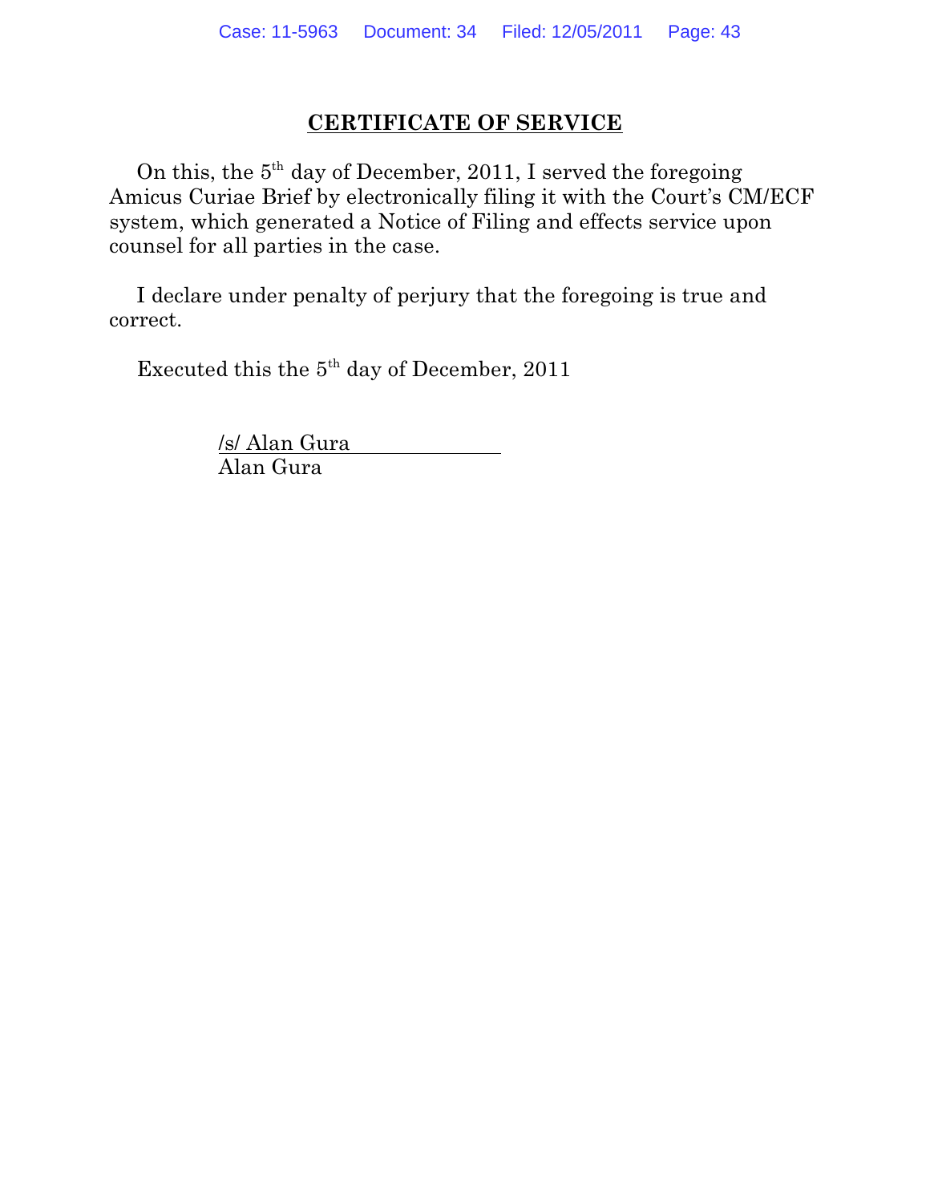## CERTIFICATE OF SERVICE

On this, the 5th day of December, 2011, I served the foregoing Amicus Curiae Brief by electronically filing it with the Court's CM/ECF system, which generated a Notice of Filing and effects service upon counsel for all parties in the case.

I declare under penalty of perjury that the foregoing is true and correct.

Executed this the 5th day of December, 2011

/s/ Alan Gura
Alan Gura